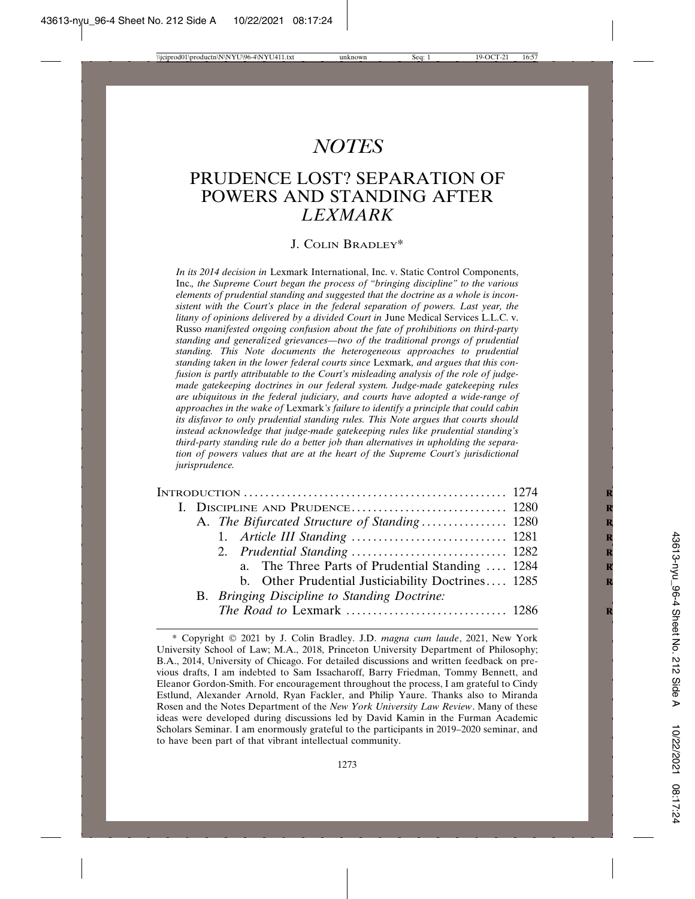# *NOTES*

## PRUDENCE LOST? SEPARATION OF POWERS AND STANDING AFTER *LEXMARK*

J. Colin Bradley*

*In its 2014 decision in* Lexmark International, Inc. v. Static Control Components, Inc.*, the Supreme Court began the process of "bringing discipline" to the various elements of prudential standing and suggested that the doctrine as a whole is inconsistent with the Court's place in the federal separation of powers. Last year, the litany of opinions delivered by a divided Court in* June Medical Services L.L.C. v. Russo *manifested ongoing confusion about the fate of prohibitions on third-party standing and generalized grievances—two of the traditional prongs of prudential standing. This Note documents the heterogeneous approaches to prudential standing taken in the lower federal courts since* Lexmark*, and argues that this confusion is partly attributable to the Court's misleading analysis of the role of judge-made gatekeeping doctrines in our federal system. Judge-made gatekeeping rules are ubiquitous in the federal judiciary, and courts have adopted a wide-range of approaches in the wake of* Lexmark*'s failure to identify a principle that could cabin its disfavor to only prudential standing rules. This Note argues that courts should instead acknowledge that judge-made gatekeeping rules like prudential standing's third-party standing rule do a better job than alternatives in upholding the separation of powers values that are at the heart of the Supreme Court's jurisdictional jurisprudence.*

- Introduction ................................................ 1274
- I. Discipline and Prudence ................................ 1280
  - A. *The Bifurcated Structure of Standing* ................ 1280
    - 1. *Article III Standing* ............................ 1281
    - 2. *Prudential Standing* ............................ 1282
      - a. The Three Parts of Prudential Standing .... 1284
      - b. Other Prudential Justiciability Doctrines .... 1285
  - B. *Bringing Discipline to Standing Doctrine: The Road to* Lexmark ............................. 1286

---

\* Copyright © 2021 by J. Colin Bradley. J.D. *magna cum laude*, 2021, New York University School of Law; M.A., 2018, Princeton University Department of Philosophy; B.A., 2014, University of Chicago. For detailed discussions and written feedback on previous drafts, I am indebted to Sam Issacharoff, Barry Friedman, Tommy Bennett, and Eleanor Gordon-Smith. For encouragement throughout the process, I am grateful to Cindy Estlund, Alexander Arnold, Ryan Fackler, and Philip Yaure. Thanks also to Miranda Rosen and the Notes Department of the *New York University Law Review*. Many of these ideas were developed during discussions led by David Kamin in the Furman Academic Scholars Seminar. I am enormously grateful to the participants in 2019–2020 seminar, and to have been part of that vibrant intellectual community.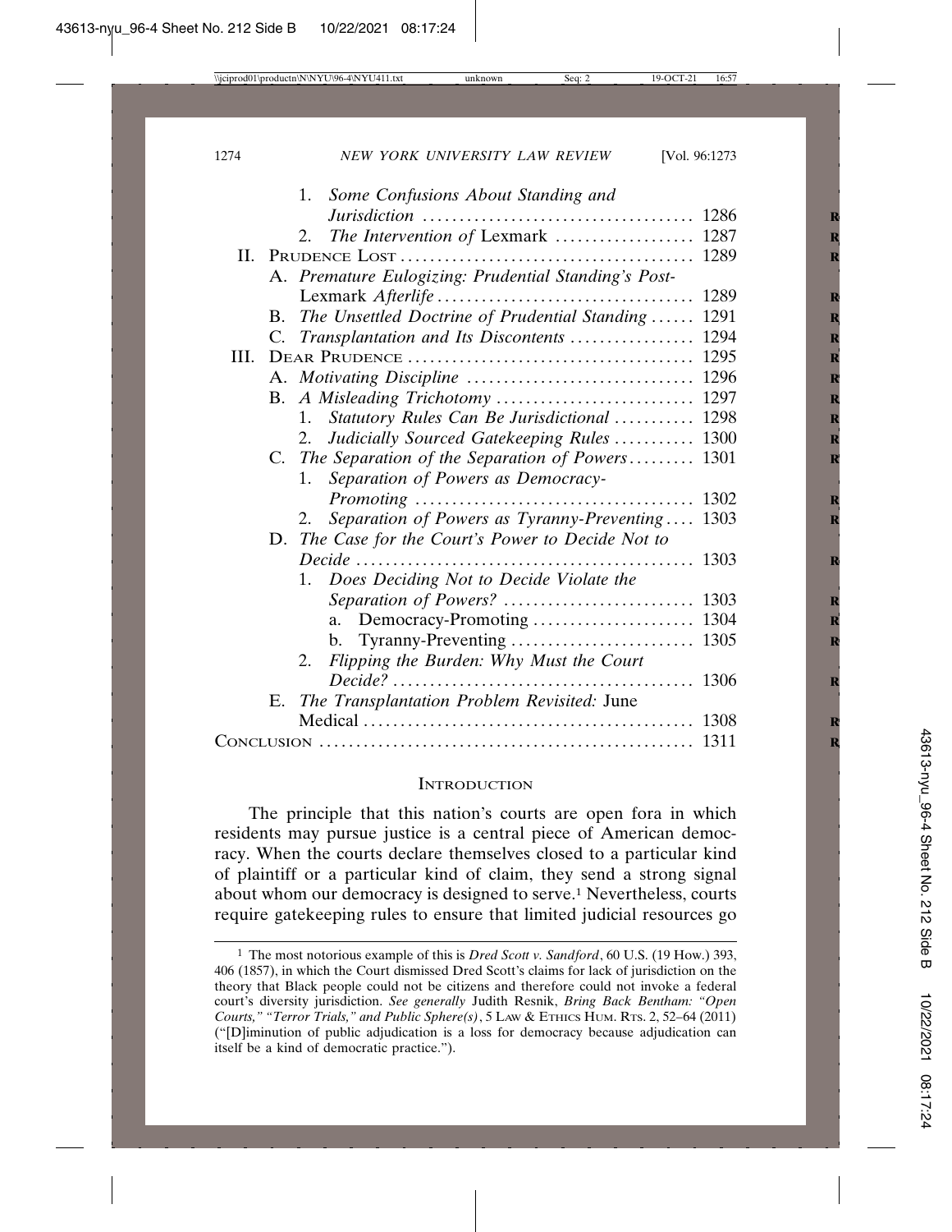1. *Some Confusions About Standing and Jurisdiction* .................................... 1286
2. *The Intervention of* Lexmark .................. 1287

II. Prudence Lost ........................................ 1289

A. *Premature Eulogizing: Prudential Standing's Post-*Lexmark *Afterlife* .................................. 1289

B. *The Unsettled Doctrine of Prudential Standing* ...... 1291

C. *Transplantation and Its Discontents* ................ 1294

III. Dear Prudence ....................................... 1295

A. *Motivating Discipline* .............................. 1296

B. *A Misleading Trichotomy* ........................... 1297

1. *Statutory Rules Can Be Jurisdictional* ........... 1298
2. *Judicially Sourced Gatekeeping Rules* ........... 1300

C. *The Separation of the Separation of Powers* ......... 1301

1. *Separation of Powers as Democracy-Promoting* ...................................... 1302
2. *Separation of Powers as Tyranny-Preventing* .... 1303

D. *The Case for the Court's Power to Decide Not to Decide* ............................................. 1303

1. *Does Deciding Not to Decide Violate the Separation of Powers?* ......................... 1303
   a. Democracy-Promoting ...................... 1304
   b. Tyranny-Preventing ......................... 1305
2. *Flipping the Burden: Why Must the Court Decide?* ......................................... 1306

E. *The Transplantation Problem Revisited:* June Medical ............................................. 1308

Conclusion .................................................. 1311

## Introduction

The principle that this nation's courts are open fora in which residents may pursue justice is a central piece of American democracy. When the courts declare themselves closed to a particular kind of plaintiff or a particular kind of claim, they send a strong signal about whom our democracy is designed to serve.[1] Nevertheless, courts require gatekeeping rules to ensure that limited judicial resources go

---

[1] The most notorious example of this is *Dred Scott v. Sandford*, 60 U.S. (19 How.) 393, 406 (1857), in which the Court dismissed Dred Scott's claims for lack of jurisdiction on the theory that Black people could not be citizens and therefore could not invoke a federal court's diversity jurisdiction. *See generally* Judith Resnik, *Bring Back Bentham: "Open Courts," "Terror Trials," and Public Sphere(s)*, 5 Law & Ethics Hum. Rts. 2, 52–64 (2011) ("[D]iminution of public adjudication is a loss for democracy because adjudication can itself be a kind of democratic practice.").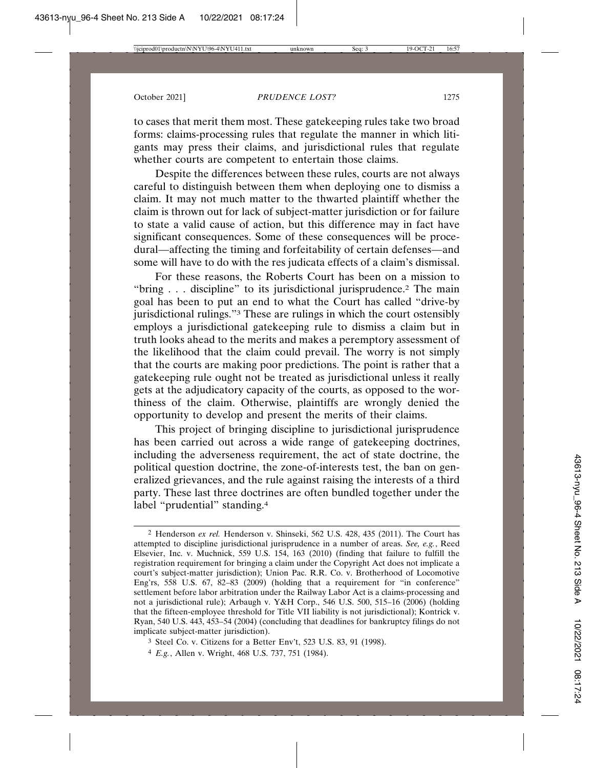to cases that merit them most. These gatekeeping rules take two broad forms: claims-processing rules that regulate the manner in which litigants may press their claims, and jurisdictional rules that regulate whether courts are competent to entertain those claims.

Despite the differences between these rules, courts are not always careful to distinguish between them when deploying one to dismiss a claim. It may not much matter to the thwarted plaintiff whether the claim is thrown out for lack of subject-matter jurisdiction or for failure to state a valid cause of action, but this difference may in fact have significant consequences. Some of these consequences will be procedural—affecting the timing and forfeitability of certain defenses—and some will have to do with the res judicata effects of a claim's dismissal.

For these reasons, the Roberts Court has been on a mission to "bring . . . discipline" to its jurisdictional jurisprudence.[2] The main goal has been to put an end to what the Court has called "drive-by jurisdictional rulings."[3] These are rulings in which the court ostensibly employs a jurisdictional gatekeeping rule to dismiss a claim but in truth looks ahead to the merits and makes a peremptory assessment of the likelihood that the claim could prevail. The worry is not simply that the courts are making poor predictions. The point is rather that a gatekeeping rule ought not be treated as jurisdictional unless it really gets at the adjudicatory capacity of the courts, as opposed to the worthiness of the claim. Otherwise, plaintiffs are wrongly denied the opportunity to develop and present the merits of their claims.

This project of bringing discipline to jurisdictional jurisprudence has been carried out across a wide range of gatekeeping doctrines, including the adverseness requirement, the act of state doctrine, the political question doctrine, the zone-of-interests test, the ban on generalized grievances, and the rule against raising the interests of a third party. These last three doctrines are often bundled together under the label "prudential" standing.[4]

---

[2] Henderson *ex rel.* Henderson v. Shinseki, 562 U.S. 428, 435 (2011). The Court has attempted to discipline jurisdictional jurisprudence in a number of areas. *See, e.g.*, Reed Elsevier, Inc. v. Muchnick, 559 U.S. 154, 163 (2010) (finding that failure to fulfill the registration requirement for bringing a claim under the Copyright Act does not implicate a court's subject-matter jurisdiction); Union Pac. R.R. Co. v. Brotherhood of Locomotive Eng'rs, 558 U.S. 67, 82–83 (2009) (holding that a requirement for "in conference" settlement before labor arbitration under the Railway Labor Act is a claims-processing and not a jurisdictional rule); Arbaugh v. Y&H Corp., 546 U.S. 500, 515–16 (2006) (holding that the fifteen-employee threshold for Title VII liability is not jurisdictional); Kontrick v. Ryan, 540 U.S. 443, 453–54 (2004) (concluding that deadlines for bankruptcy filings do not implicate subject-matter jurisdiction).

[3] Steel Co. v. Citizens for a Better Env't, 523 U.S. 83, 91 (1998).

[4] *E.g.*, Allen v. Wright, 468 U.S. 737, 751 (1984).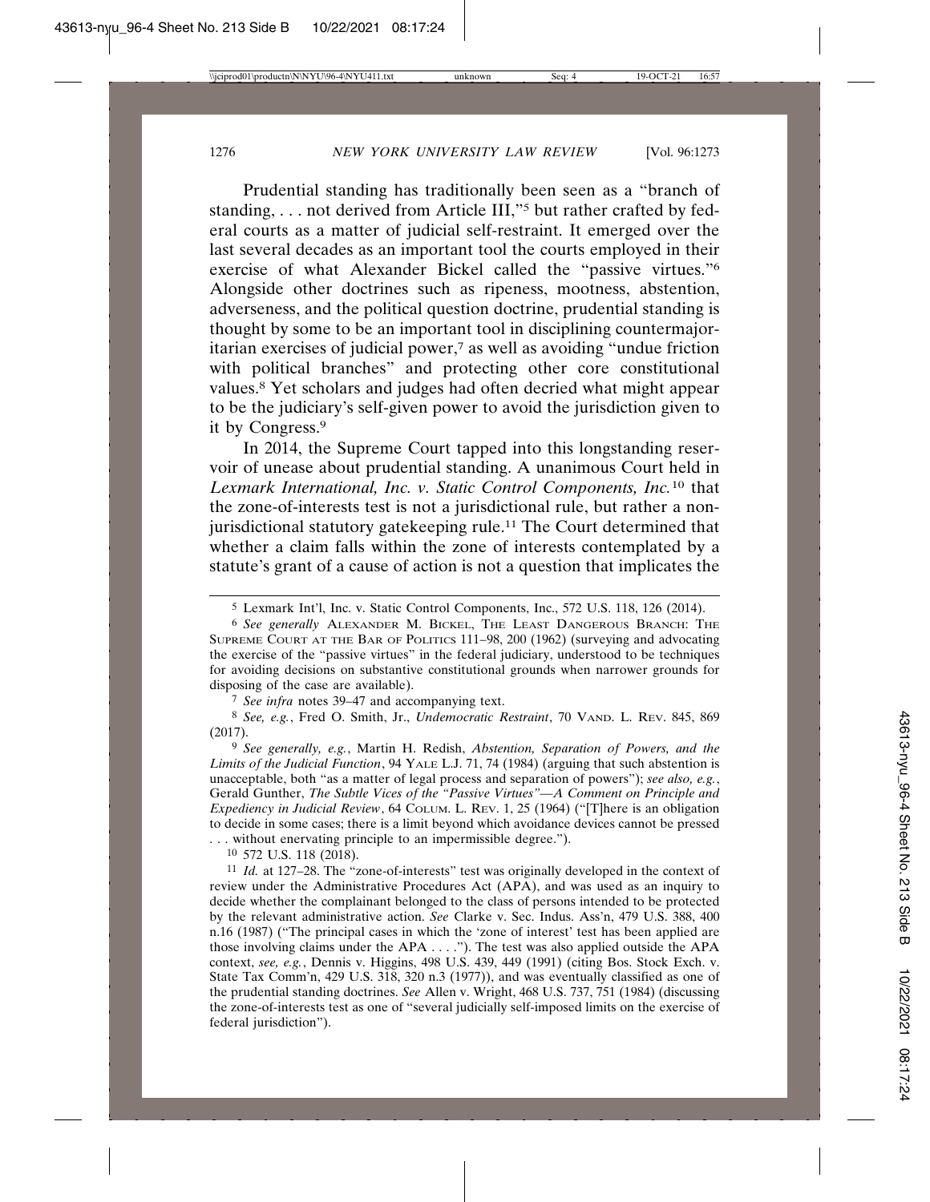Prudential standing has traditionally been seen as a "branch of standing, . . . not derived from Article III,"[5] but rather crafted by federal courts as a matter of judicial self-restraint. It emerged over the last several decades as an important tool the courts employed in their exercise of what Alexander Bickel called the "passive virtues."[6] Alongside other doctrines such as ripeness, mootness, abstention, adverseness, and the political question doctrine, prudential standing is thought by some to be an important tool in disciplining countermajoritarian exercises of judicial power,[7] as well as avoiding "undue friction with political branches" and protecting other core constitutional values.[8] Yet scholars and judges had often decried what might appear to be the judiciary's self-given power to avoid the jurisdiction given to it by Congress.[9]

In 2014, the Supreme Court tapped into this longstanding reservoir of unease about prudential standing. A unanimous Court held in *Lexmark International, Inc. v. Static Control Components, Inc.*[10] that the zone-of-interests test is not a jurisdictional rule, but rather a non-jurisdictional statutory gatekeeping rule.[11] The Court determined that whether a claim falls within the zone of interests contemplated by a statute's grant of a cause of action is not a question that implicates the

---

5 Lexmark Int'l, Inc. v. Static Control Components, Inc., 572 U.S. 118, 126 (2014).

6 *See generally* ALEXANDER M. BICKEL, THE LEAST DANGEROUS BRANCH: THE SUPREME COURT AT THE BAR OF POLITICS 111–98, 200 (1962) (surveying and advocating the exercise of the "passive virtues" in the federal judiciary, understood to be techniques for avoiding decisions on substantive constitutional grounds when narrower grounds for disposing of the case are available).

7 *See infra* notes 39–47 and accompanying text.

8 *See, e.g.*, Fred O. Smith, Jr., *Undemocratic Restraint*, 70 VAND. L. REV. 845, 869 (2017).

9 *See generally, e.g.*, Martin H. Redish, *Abstention, Separation of Powers, and the Limits of the Judicial Function*, 94 YALE L.J. 71, 74 (1984) (arguing that such abstention is unacceptable, both "as a matter of legal process and separation of powers"); *see also, e.g.*, Gerald Gunther, *The Subtle Vices of the "Passive Virtues"—A Comment on Principle and Expediency in Judicial Review*, 64 COLUM. L. REV. 1, 25 (1964) ("[T]here is an obligation to decide in some cases; there is a limit beyond which avoidance devices cannot be pressed . . . without enervating principle to an impermissible degree.").

10 572 U.S. 118 (2018).

11 *Id.* at 127–28. The "zone-of-interests" test was originally developed in the context of review under the Administrative Procedures Act (APA), and was used as an inquiry to decide whether the complainant belonged to the class of persons intended to be protected by the relevant administrative action. *See* Clarke v. Sec. Indus. Ass'n, 479 U.S. 388, 400 n.16 (1987) ("The principal cases in which the 'zone of interest' test has been applied are those involving claims under the APA . . . ."). The test was also applied outside the APA context, *see, e.g.*, Dennis v. Higgins, 498 U.S. 439, 449 (1991) (citing Bos. Stock Exch. v. State Tax Comm'n, 429 U.S. 318, 320 n.3 (1977)), and was eventually classified as one of the prudential standing doctrines. *See* Allen v. Wright, 468 U.S. 737, 751 (1984) (discussing the zone-of-interests test as one of "several judicially self-imposed limits on the exercise of federal jurisdiction").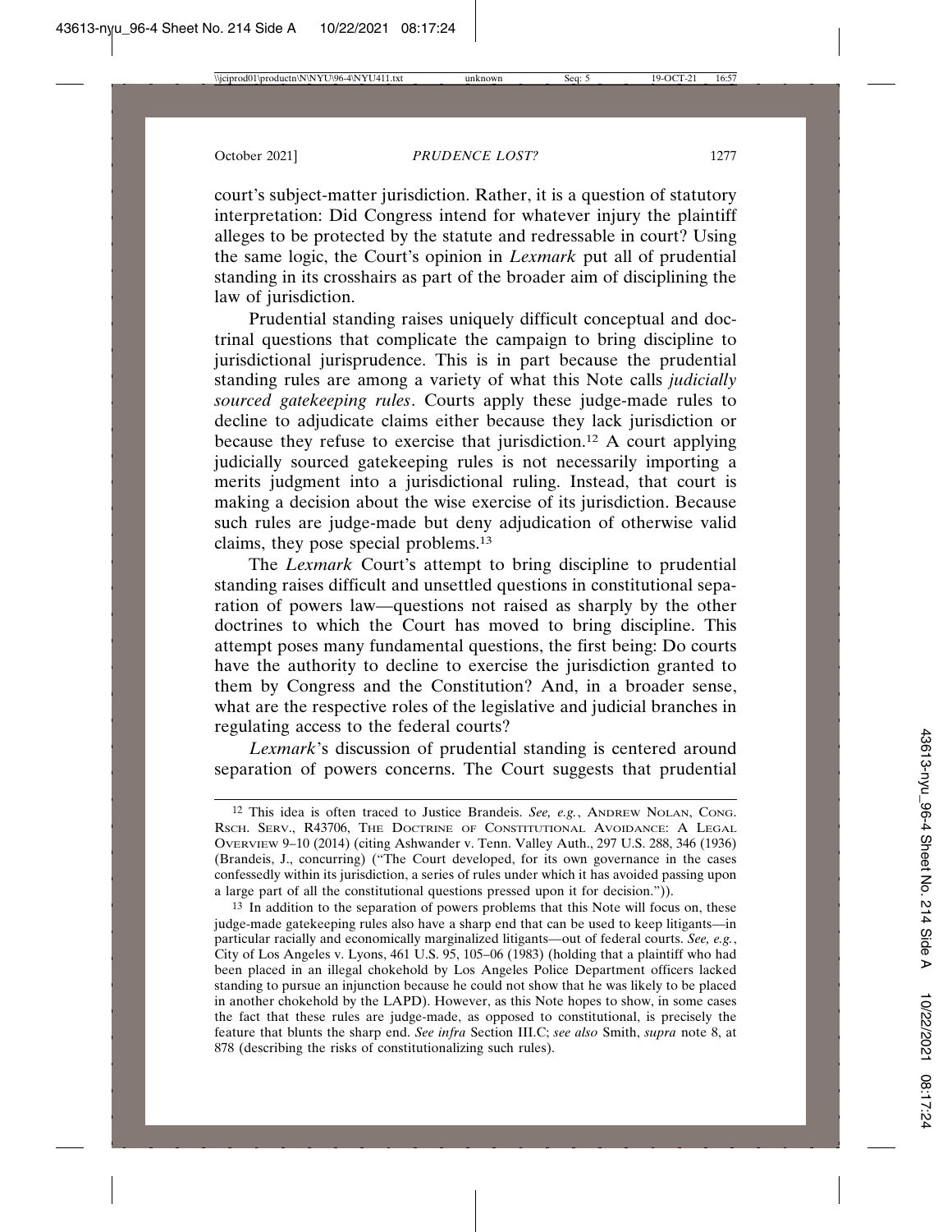court's subject-matter jurisdiction. Rather, it is a question of statutory interpretation: Did Congress intend for whatever injury the plaintiff alleges to be protected by the statute and redressable in court? Using the same logic, the Court's opinion in *Lexmark* put all of prudential standing in its crosshairs as part of the broader aim of disciplining the law of jurisdiction.

Prudential standing raises uniquely difficult conceptual and doctrinal questions that complicate the campaign to bring discipline to jurisdictional jurisprudence. This is in part because the prudential standing rules are among a variety of what this Note calls *judicially sourced gatekeeping rules*. Courts apply these judge-made rules to decline to adjudicate claims either because they lack jurisdiction or because they refuse to exercise that jurisdiction.[12] A court applying judicially sourced gatekeeping rules is not necessarily importing a merits judgment into a jurisdictional ruling. Instead, that court is making a decision about the wise exercise of its jurisdiction. Because such rules are judge-made but deny adjudication of otherwise valid claims, they pose special problems.[13]

The *Lexmark* Court's attempt to bring discipline to prudential standing raises difficult and unsettled questions in constitutional separation of powers law—questions not raised as sharply by the other doctrines to which the Court has moved to bring discipline. This attempt poses many fundamental questions, the first being: Do courts have the authority to decline to exercise the jurisdiction granted to them by Congress and the Constitution? And, in a broader sense, what are the respective roles of the legislative and judicial branches in regulating access to the federal courts?

*Lexmark*'s discussion of prudential standing is centered around separation of powers concerns. The Court suggests that prudential

---

[12] This idea is often traced to Justice Brandeis. *See, e.g.*, ANDREW NOLAN, CONG. RSCH. SERV., R43706, THE DOCTRINE OF CONSTITUTIONAL AVOIDANCE: A LEGAL OVERVIEW 9–10 (2014) (citing Ashwander v. Tenn. Valley Auth., 297 U.S. 288, 346 (1936) (Brandeis, J., concurring) ("The Court developed, for its own governance in the cases confessedly within its jurisdiction, a series of rules under which it has avoided passing upon a large part of all the constitutional questions pressed upon it for decision.")).

[13] In addition to the separation of powers problems that this Note will focus on, these judge-made gatekeeping rules also have a sharp end that can be used to keep litigants—in particular racially and economically marginalized litigants—out of federal courts. *See, e.g.*, City of Los Angeles v. Lyons, 461 U.S. 95, 105–06 (1983) (holding that a plaintiff who had been placed in an illegal chokehold by Los Angeles Police Department officers lacked standing to pursue an injunction because he could not show that he was likely to be placed in another chokehold by the LAPD). However, as this Note hopes to show, in some cases the fact that these rules are judge-made, as opposed to constitutional, is precisely the feature that blunts the sharp end. *See infra* Section III.C; *see also* Smith, *supra* note 8, at 878 (describing the risks of constitutionalizing such rules).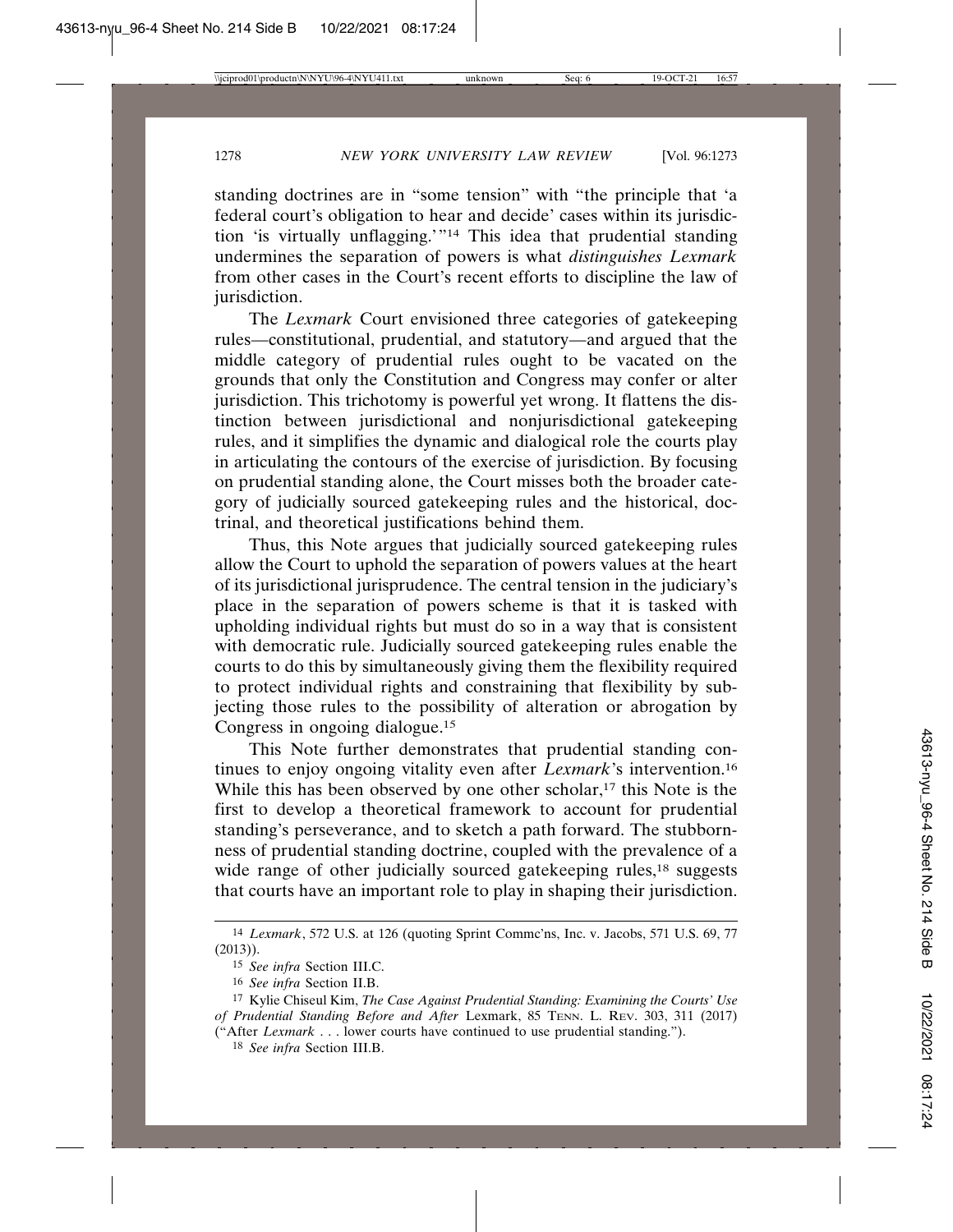standing doctrines are in "some tension" with "the principle that 'a federal court's obligation to hear and decide' cases within its jurisdiction 'is virtually unflagging.'"[14] This idea that prudential standing undermines the separation of powers is what *distinguishes Lexmark* from other cases in the Court's recent efforts to discipline the law of jurisdiction.

The *Lexmark* Court envisioned three categories of gatekeeping rules—constitutional, prudential, and statutory—and argued that the middle category of prudential rules ought to be vacated on the grounds that only the Constitution and Congress may confer or alter jurisdiction. This trichotomy is powerful yet wrong. It flattens the distinction between jurisdictional and nonjurisdictional gatekeeping rules, and it simplifies the dynamic and dialogical role the courts play in articulating the contours of the exercise of jurisdiction. By focusing on prudential standing alone, the Court misses both the broader category of judicially sourced gatekeeping rules and the historical, doctrinal, and theoretical justifications behind them.

Thus, this Note argues that judicially sourced gatekeeping rules allow the Court to uphold the separation of powers values at the heart of its jurisdictional jurisprudence. The central tension in the judiciary's place in the separation of powers scheme is that it is tasked with upholding individual rights but must do so in a way that is consistent with democratic rule. Judicially sourced gatekeeping rules enable the courts to do this by simultaneously giving them the flexibility required to protect individual rights and constraining that flexibility by subjecting those rules to the possibility of alteration or abrogation by Congress in ongoing dialogue.[15]

This Note further demonstrates that prudential standing continues to enjoy ongoing vitality even after *Lexmark*'s intervention.[16] While this has been observed by one other scholar,[17] this Note is the first to develop a theoretical framework to account for prudential standing's perseverance, and to sketch a path forward. The stubbornness of prudential standing doctrine, coupled with the prevalence of a wide range of other judicially sourced gatekeeping rules,[18] suggests that courts have an important role to play in shaping their jurisdiction.

---

14 *Lexmark*, 572 U.S. at 126 (quoting Sprint Commc'ns, Inc. v. Jacobs, 571 U.S. 69, 77 (2013)).

15 *See infra* Section III.C.

16 *See infra* Section II.B.

17 Kylie Chiseul Kim, *The Case Against Prudential Standing: Examining the Courts' Use of Prudential Standing Before and After* Lexmark, 85 TENN. L. REV. 303, 311 (2017) ("After *Lexmark* . . . lower courts have continued to use prudential standing.").

18 *See infra* Section III.B.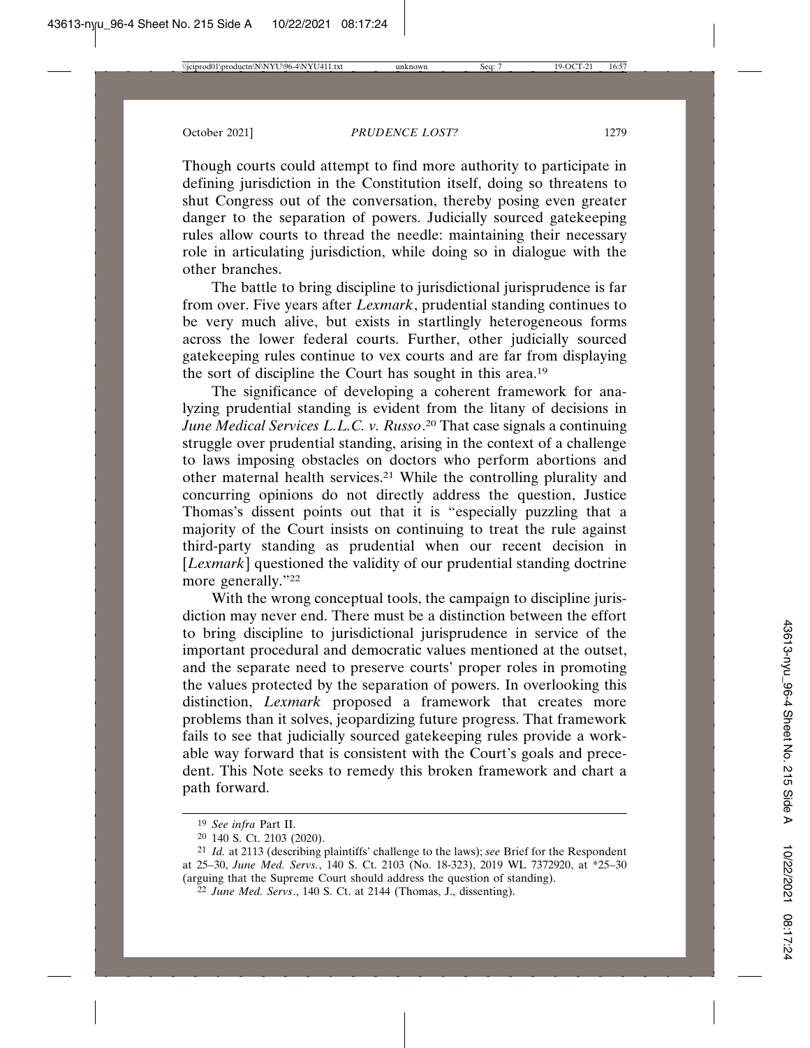Though courts could attempt to find more authority to participate in defining jurisdiction in the Constitution itself, doing so threatens to shut Congress out of the conversation, thereby posing even greater danger to the separation of powers. Judicially sourced gatekeeping rules allow courts to thread the needle: maintaining their necessary role in articulating jurisdiction, while doing so in dialogue with the other branches.

The battle to bring discipline to jurisdictional jurisprudence is far from over. Five years after *Lexmark*, prudential standing continues to be very much alive, but exists in startlingly heterogeneous forms across the lower federal courts. Further, other judicially sourced gatekeeping rules continue to vex courts and are far from displaying the sort of discipline the Court has sought in this area.[19]

The significance of developing a coherent framework for analyzing prudential standing is evident from the litany of decisions in *June Medical Services L.L.C. v. Russo*.[20] That case signals a continuing struggle over prudential standing, arising in the context of a challenge to laws imposing obstacles on doctors who perform abortions and other maternal health services.[21] While the controlling plurality and concurring opinions do not directly address the question, Justice Thomas's dissent points out that it is "especially puzzling that a majority of the Court insists on continuing to treat the rule against third-party standing as prudential when our recent decision in [*Lexmark*] questioned the validity of our prudential standing doctrine more generally."[22]

With the wrong conceptual tools, the campaign to discipline jurisdiction may never end. There must be a distinction between the effort to bring discipline to jurisdictional jurisprudence in service of the important procedural and democratic values mentioned at the outset, and the separate need to preserve courts' proper roles in promoting the values protected by the separation of powers. In overlooking this distinction, *Lexmark* proposed a framework that creates more problems than it solves, jeopardizing future progress. That framework fails to see that judicially sourced gatekeeping rules provide a workable way forward that is consistent with the Court's goals and precedent. This Note seeks to remedy this broken framework and chart a path forward.

---

19 *See infra* Part II.

20 140 S. Ct. 2103 (2020).

21 *Id.* at 2113 (describing plaintiffs' challenge to the laws); *see* Brief for the Respondent at 25–30, *June Med. Servs.*, 140 S. Ct. 2103 (No. 18-323), 2019 WL 7372920, at *25–30 (arguing that the Supreme Court should address the question of standing).

22 *June Med. Servs*., 140 S. Ct. at 2144 (Thomas, J., dissenting).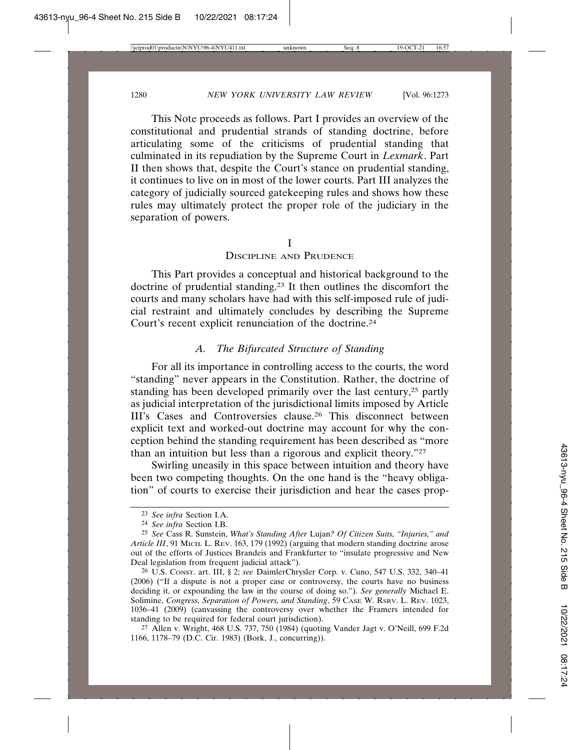This Note proceeds as follows. Part I provides an overview of the constitutional and prudential strands of standing doctrine, before articulating some of the criticisms of prudential standing that culminated in its repudiation by the Supreme Court in *Lexmark*. Part II then shows that, despite the Court's stance on prudential standing, it continues to live on in most of the lower courts. Part III analyzes the category of judicially sourced gatekeeping rules and shows how these rules may ultimately protect the proper role of the judiciary in the separation of powers.

# I
## Discipline and Prudence

This Part provides a conceptual and historical background to the doctrine of prudential standing.[23] It then outlines the discomfort the courts and many scholars have had with this self-imposed rule of judicial restraint and ultimately concludes by describing the Supreme Court's recent explicit renunciation of the doctrine.[24]

### *A. The Bifurcated Structure of Standing*

For all its importance in controlling access to the courts, the word "standing" never appears in the Constitution. Rather, the doctrine of standing has been developed primarily over the last century,[25] partly as judicial interpretation of the jurisdictional limits imposed by Article III's Cases and Controversies clause.[26] This disconnect between explicit text and worked-out doctrine may account for why the conception behind the standing requirement has been described as "more than an intuition but less than a rigorous and explicit theory."[27]

Swirling uneasily in this space between intuition and theory have been two competing thoughts. On the one hand is the "heavy obligation" of courts to exercise their jurisdiction and hear the cases prop-

---

[23] *See infra* Section I.A.

[24] *See infra* Section I.B.

[25] *See* Cass R. Sunstein, *What's Standing After* Lujan*? Of Citizen Suits, "Injuries," and Article III*, 91 Mich. L. Rev. 163, 179 (1992) (arguing that modern standing doctrine arose out of the efforts of Justices Brandeis and Frankfurter to "insulate progressive and New Deal legislation from frequent judicial attack").

[26] U.S. Const. art. III, § 2; *see* DaimlerChrysler Corp. v. Cuno, 547 U.S. 332, 340–41 (2006) ("If a dispute is not a proper case or controversy, the courts have no business deciding it, or expounding the law in the course of doing so."). *See generally* Michael E. Solimine, *Congress, Separation of Powers, and Standing*, 59 Case W. Rsrv. L. Rev. 1023, 1036–41 (2009) (canvassing the controversy over whether the Framers intended for standing to be required for federal court jurisdiction).

[27] Allen v. Wright, 468 U.S. 737, 750 (1984) (quoting Vander Jagt v. O'Neill, 699 F.2d 1166, 1178–79 (D.C. Cir. 1983) (Bork, J., concurring)).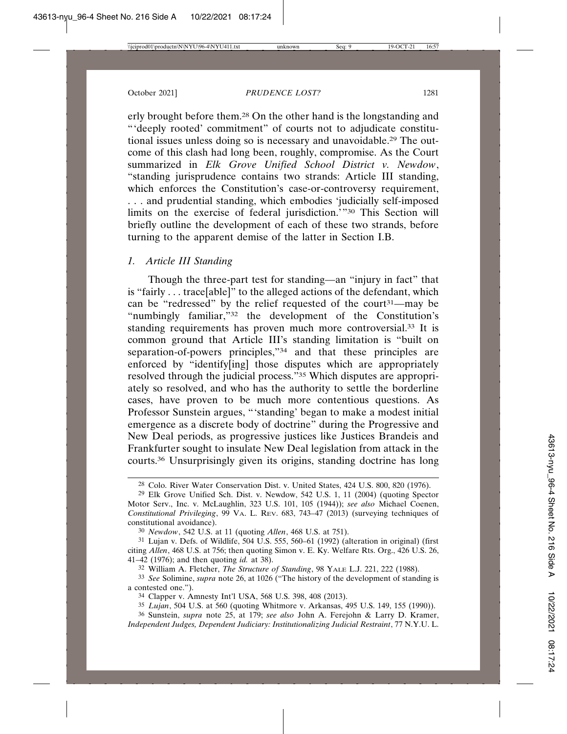erly brought before them.[28] On the other hand is the longstanding and "'deeply rooted' commitment" of courts not to adjudicate constitutional issues unless doing so is necessary and unavoidable.[29] The outcome of this clash had long been, roughly, compromise. As the Court summarized in *Elk Grove Unified School District v. Newdow*, "standing jurisprudence contains two strands: Article III standing, which enforces the Constitution's case-or-controversy requirement, . . . and prudential standing, which embodies 'judicially self-imposed limits on the exercise of federal jurisdiction.'"[30] This Section will briefly outline the development of each of these two strands, before turning to the apparent demise of the latter in Section I.B.

### *1. Article III Standing*

Though the three-part test for standing—an "injury in fact" that is "fairly . . . trace[able]" to the alleged actions of the defendant, which can be "redressed" by the relief requested of the court[31]—may be "numbingly familiar,"[32] the development of the Constitution's standing requirements has proven much more controversial.[33] It is common ground that Article III's standing limitation is "built on separation-of-powers principles,"[34] and that these principles are enforced by "identify[ing] those disputes which are appropriately resolved through the judicial process."[35] Which disputes are appropriately so resolved, and who has the authority to settle the borderline cases, have proven to be much more contentious questions. As Professor Sunstein argues, "'standing' began to make a modest initial emergence as a discrete body of doctrine" during the Progressive and New Deal periods, as progressive justices like Justices Brandeis and Frankfurter sought to insulate New Deal legislation from attack in the courts.[36] Unsurprisingly given its origins, standing doctrine has long

---

[28] Colo. River Water Conservation Dist. v. United States, 424 U.S. 800, 820 (1976).

[29] Elk Grove Unified Sch. Dist. v. Newdow, 542 U.S. 1, 11 (2004) (quoting Spector Motor Serv., Inc. v. McLaughlin, 323 U.S. 101, 105 (1944)); *see also* Michael Coenen, *Constitutional Privileging*, 99 VA. L. REV. 683, 743–47 (2013) (surveying techniques of constitutional avoidance).

[30] *Newdow*, 542 U.S. at 11 (quoting *Allen*, 468 U.S. at 751).

[31] Lujan v. Defs. of Wildlife, 504 U.S. 555, 560–61 (1992) (alteration in original) (first citing *Allen*, 468 U.S. at 756; then quoting Simon v. E. Ky. Welfare Rts. Org., 426 U.S. 26, 41–42 (1976); and then quoting *id.* at 38).

[32] William A. Fletcher, *The Structure of Standing*, 98 YALE L.J. 221, 222 (1988).

[33] *See* Solimine, *supra* note 26, at 1026 ("The history of the development of standing is a contested one.").

[34] Clapper v. Amnesty Int'l USA, 568 U.S. 398, 408 (2013).

[35] *Lujan*, 504 U.S. at 560 (quoting Whitmore v. Arkansas, 495 U.S. 149, 155 (1990)).

[36] Sunstein, *supra* note 25, at 179; *see also* John A. Ferejohn & Larry D. Kramer, *Independent Judges, Dependent Judiciary: Institutionalizing Judicial Restraint*, 77 N.Y.U. L.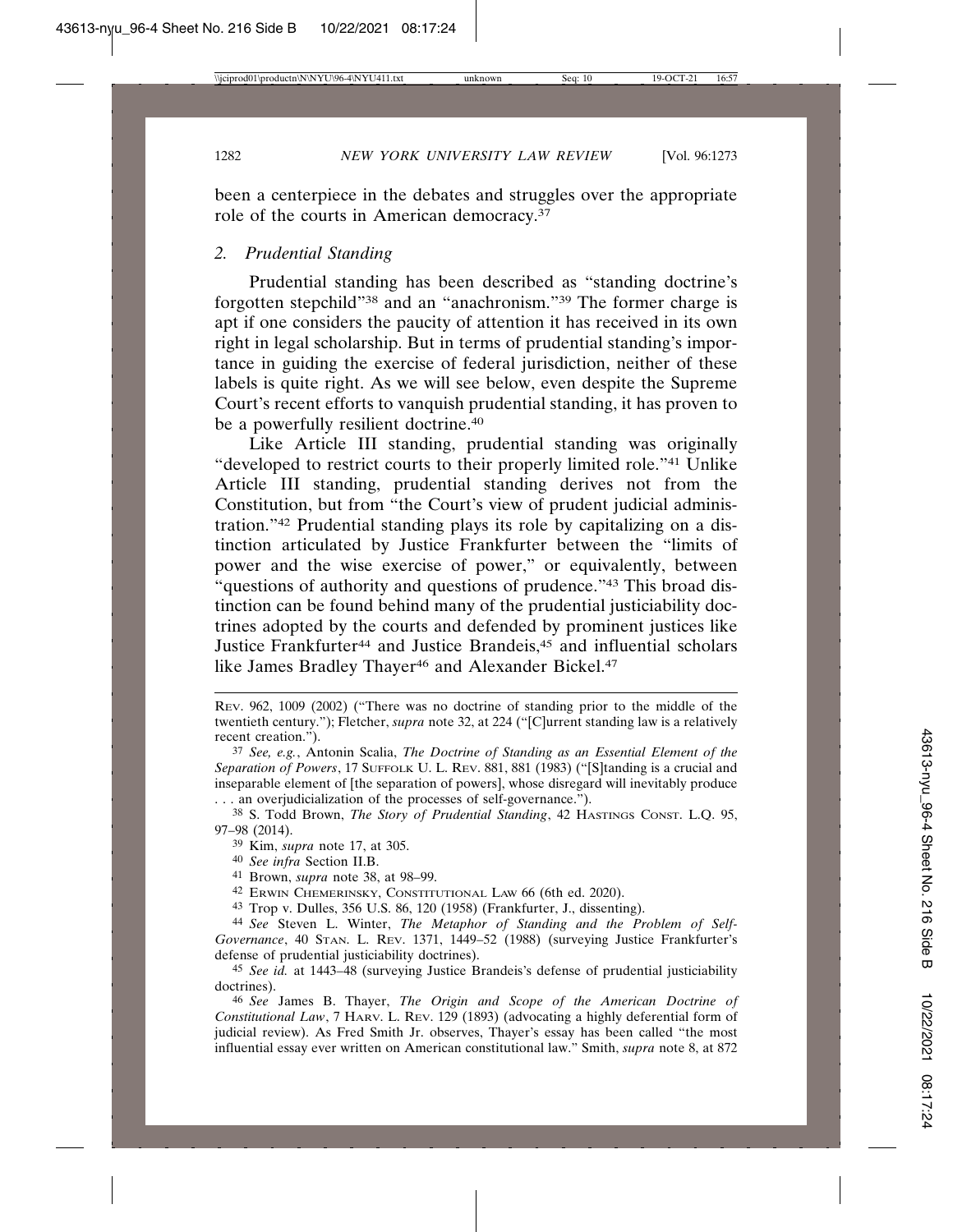been a centerpiece in the debates and struggles over the appropriate role of the courts in American democracy.[37]

### *2. Prudential Standing*

Prudential standing has been described as "standing doctrine's forgotten stepchild"[38] and an "anachronism."[39] The former charge is apt if one considers the paucity of attention it has received in its own right in legal scholarship. But in terms of prudential standing's importance in guiding the exercise of federal jurisdiction, neither of these labels is quite right. As we will see below, even despite the Supreme Court's recent efforts to vanquish prudential standing, it has proven to be a powerfully resilient doctrine.[40]

Like Article III standing, prudential standing was originally "developed to restrict courts to their properly limited role."[41] Unlike Article III standing, prudential standing derives not from the Constitution, but from "the Court's view of prudent judicial administration."[42] Prudential standing plays its role by capitalizing on a distinction articulated by Justice Frankfurter between the "limits of power and the wise exercise of power," or equivalently, between "questions of authority and questions of prudence."[43] This broad distinction can be found behind many of the prudential justiciability doctrines adopted by the courts and defended by prominent justices like Justice Frankfurter[44] and Justice Brandeis,[45] and influential scholars like James Bradley Thayer[46] and Alexander Bickel.[47]

---

REV. 962, 1009 (2002) ("There was no doctrine of standing prior to the middle of the twentieth century."); Fletcher, *supra* note 32, at 224 ("[C]urrent standing law is a relatively recent creation.").

[37] *See, e.g.*, Antonin Scalia, *The Doctrine of Standing as an Essential Element of the Separation of Powers*, 17 SUFFOLK U. L. REV. 881, 881 (1983) ("[S]tanding is a crucial and inseparable element of [the separation of powers], whose disregard will inevitably produce . . . an overjudicialization of the processes of self-governance.").

[38] S. Todd Brown, *The Story of Prudential Standing*, 42 HASTINGS CONST. L.Q. 95, 97–98 (2014).

[39] Kim, *supra* note 17, at 305.

[40] *See infra* Section II.B.

[41] Brown, *supra* note 38, at 98–99.

[42] ERWIN CHEMERINSKY, CONSTITUTIONAL LAW 66 (6th ed. 2020).

[43] Trop v. Dulles, 356 U.S. 86, 120 (1958) (Frankfurter, J., dissenting).

[44] *See* Steven L. Winter, *The Metaphor of Standing and the Problem of Self-Governance*, 40 STAN. L. REV. 1371, 1449–52 (1988) (surveying Justice Frankfurter's defense of prudential justiciability doctrines).

[45] *See id.* at 1443–48 (surveying Justice Brandeis's defense of prudential justiciability doctrines).

[46] *See* James B. Thayer, *The Origin and Scope of the American Doctrine of Constitutional Law*, 7 HARV. L. REV. 129 (1893) (advocating a highly deferential form of judicial review). As Fred Smith Jr. observes, Thayer's essay has been called "the most influential essay ever written on American constitutional law." Smith, *supra* note 8, at 872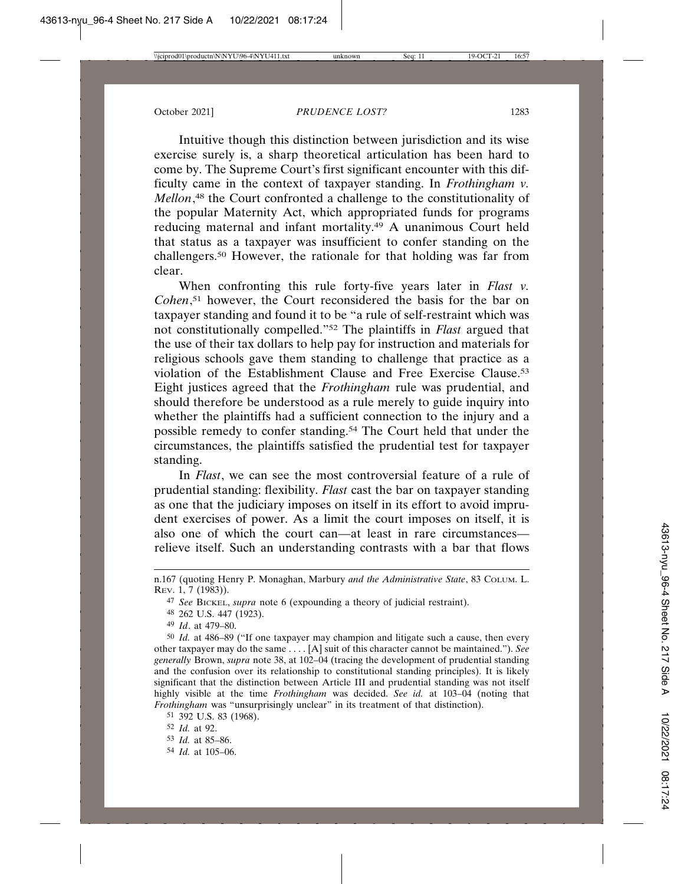Intuitive though this distinction between jurisdiction and its wise exercise surely is, a sharp theoretical articulation has been hard to come by. The Supreme Court's first significant encounter with this difficulty came in the context of taxpayer standing. In *Frothingham v. Mellon*,[48] the Court confronted a challenge to the constitutionality of the popular Maternity Act, which appropriated funds for programs reducing maternal and infant mortality.[49] A unanimous Court held that status as a taxpayer was insufficient to confer standing on the challengers.[50] However, the rationale for that holding was far from clear.

When confronting this rule forty-five years later in *Flast v. Cohen*,[51] however, the Court reconsidered the basis for the bar on taxpayer standing and found it to be "a rule of self-restraint which was not constitutionally compelled."[52] The plaintiffs in *Flast* argued that the use of their tax dollars to help pay for instruction and materials for religious schools gave them standing to challenge that practice as a violation of the Establishment Clause and Free Exercise Clause.[53] Eight justices agreed that the *Frothingham* rule was prudential, and should therefore be understood as a rule merely to guide inquiry into whether the plaintiffs had a sufficient connection to the injury and a possible remedy to confer standing.[54] The Court held that under the circumstances, the plaintiffs satisfied the prudential test for taxpayer standing.

In *Flast*, we can see the most controversial feature of a rule of prudential standing: flexibility. *Flast* cast the bar on taxpayer standing as one that the judiciary imposes on itself in its effort to avoid imprudent exercises of power. As a limit the court imposes on itself, it is also one of which the court can—at least in rare circumstances—relieve itself. Such an understanding contrasts with a bar that flows

---

n.167 (quoting Henry P. Monaghan, Marbury *and the Administrative State*, 83 COLUM. L. REV. 1, 7 (1983)).

[47] *See* BICKEL, *supra* note 6 (expounding a theory of judicial restraint).

[48] 262 U.S. 447 (1923).

[49] *Id*. at 479–80.

[50] *Id.* at 486–89 ("If one taxpayer may champion and litigate such a cause, then every other taxpayer may do the same . . . . [A] suit of this character cannot be maintained."). *See generally* Brown, *supra* note 38, at 102–04 (tracing the development of prudential standing and the confusion over its relationship to constitutional standing principles). It is likely significant that the distinction between Article III and prudential standing was not itself highly visible at the time *Frothingham* was decided. *See id.* at 103–04 (noting that *Frothingham* was "unsurprisingly unclear" in its treatment of that distinction).

[51] 392 U.S. 83 (1968).

[52] *Id.* at 92.

[53] *Id.* at 85–86.

[54] *Id.* at 105–06.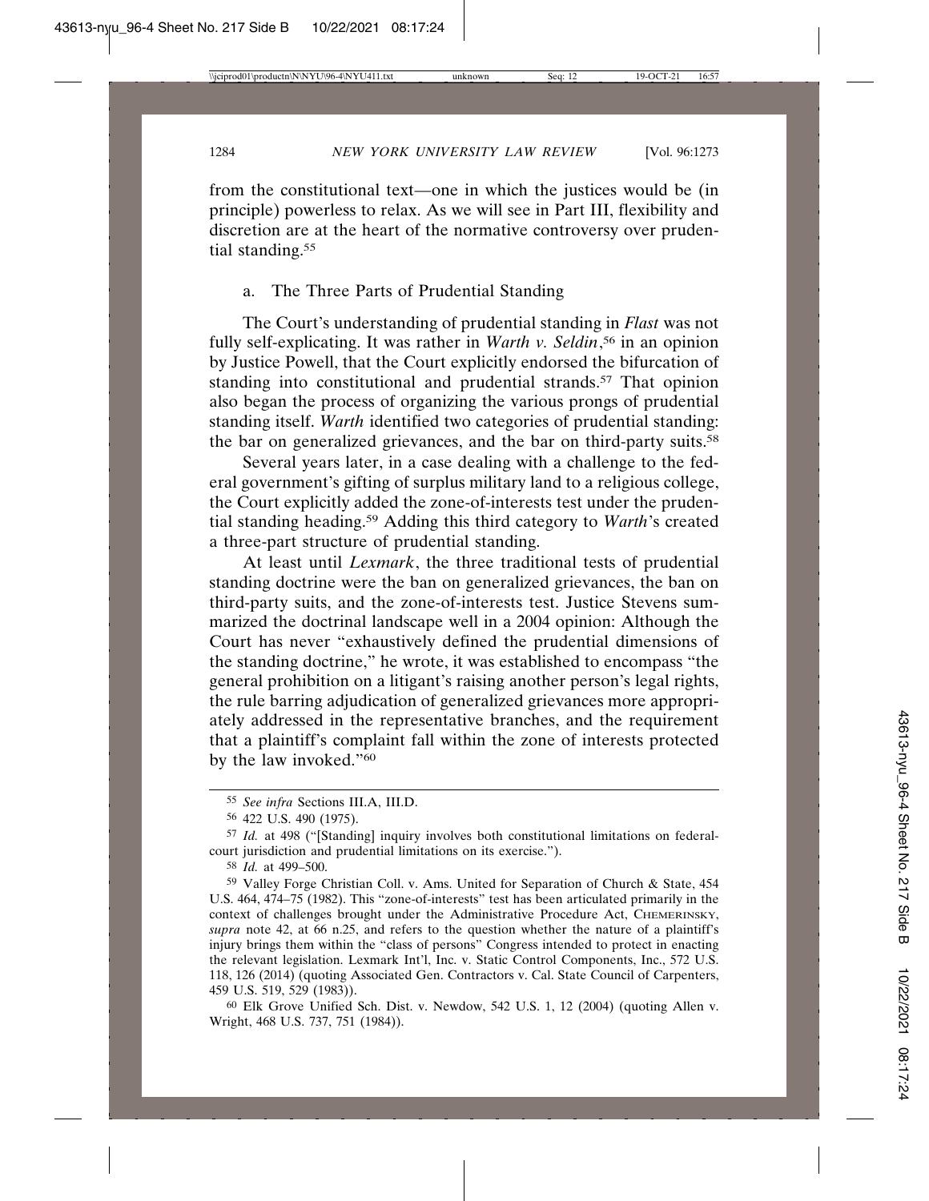from the constitutional text—one in which the justices would be (in principle) powerless to relax. As we will see in Part III, flexibility and discretion are at the heart of the normative controversy over prudential standing.[55]

### a. The Three Parts of Prudential Standing

The Court's understanding of prudential standing in *Flast* was not fully self-explicating. It was rather in *Warth v. Seldin*,[56] in an opinion by Justice Powell, that the Court explicitly endorsed the bifurcation of standing into constitutional and prudential strands.[57] That opinion also began the process of organizing the various prongs of prudential standing itself. *Warth* identified two categories of prudential standing: the bar on generalized grievances, and the bar on third-party suits.[58]

Several years later, in a case dealing with a challenge to the federal government's gifting of surplus military land to a religious college, the Court explicitly added the zone-of-interests test under the prudential standing heading.[59] Adding this third category to *Warth*'s created a three-part structure of prudential standing.

At least until *Lexmark*, the three traditional tests of prudential standing doctrine were the ban on generalized grievances, the ban on third-party suits, and the zone-of-interests test. Justice Stevens summarized the doctrinal landscape well in a 2004 opinion: Although the Court has never "exhaustively defined the prudential dimensions of the standing doctrine," he wrote, it was established to encompass "the general prohibition on a litigant's raising another person's legal rights, the rule barring adjudication of generalized grievances more appropriately addressed in the representative branches, and the requirement that a plaintiff's complaint fall within the zone of interests protected by the law invoked."[60]

---

[55] *See infra* Sections III.A, III.D.

[56] 422 U.S. 490 (1975).

[57] *Id.* at 498 ("[Standing] inquiry involves both constitutional limitations on federal-court jurisdiction and prudential limitations on its exercise.").

[58] *Id.* at 499–500.

[59] Valley Forge Christian Coll. v. Ams. United for Separation of Church & State, 454 U.S. 464, 474–75 (1982). This "zone-of-interests" test has been articulated primarily in the context of challenges brought under the Administrative Procedure Act, CHEMERINSKY, *supra* note 42, at 66 n.25, and refers to the question whether the nature of a plaintiff's injury brings them within the "class of persons" Congress intended to protect in enacting the relevant legislation. Lexmark Int'l, Inc. v. Static Control Components, Inc., 572 U.S. 118, 126 (2014) (quoting Associated Gen. Contractors v. Cal. State Council of Carpenters, 459 U.S. 519, 529 (1983)).

[60] Elk Grove Unified Sch. Dist. v. Newdow, 542 U.S. 1, 12 (2004) (quoting Allen v. Wright, 468 U.S. 737, 751 (1984)).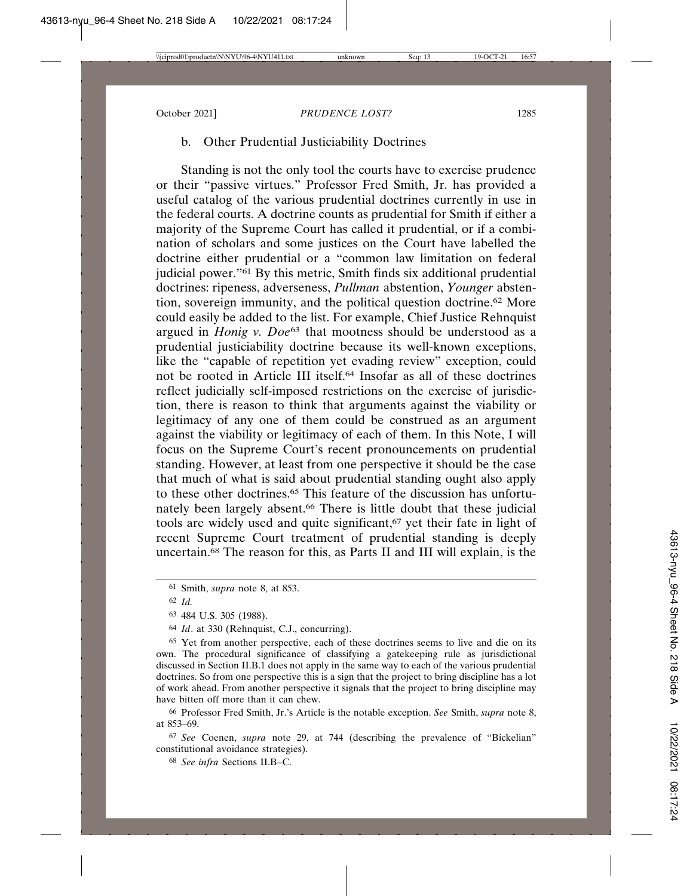### b. Other Prudential Justiciability Doctrines

Standing is not the only tool the courts have to exercise prudence or their "passive virtues." Professor Fred Smith, Jr. has provided a useful catalog of the various prudential doctrines currently in use in the federal courts. A doctrine counts as prudential for Smith if either a majority of the Supreme Court has called it prudential, or if a combination of scholars and some justices on the Court have labelled the doctrine either prudential or a "common law limitation on federal judicial power."[61] By this metric, Smith finds six additional prudential doctrines: ripeness, adverseness, *Pullman* abstention, *Younger* abstention, sovereign immunity, and the political question doctrine.[62] More could easily be added to the list. For example, Chief Justice Rehnquist argued in *Honig v. Doe*[63] that mootness should be understood as a prudential justiciability doctrine because its well-known exceptions, like the "capable of repetition yet evading review" exception, could not be rooted in Article III itself.[64] Insofar as all of these doctrines reflect judicially self-imposed restrictions on the exercise of jurisdiction, there is reason to think that arguments against the viability or legitimacy of any one of them could be construed as an argument against the viability or legitimacy of each of them. In this Note, I will focus on the Supreme Court's recent pronouncements on prudential standing. However, at least from one perspective it should be the case that much of what is said about prudential standing ought also apply to these other doctrines.[65] This feature of the discussion has unfortunately been largely absent.[66] There is little doubt that these judicial tools are widely used and quite significant,[67] yet their fate in light of recent Supreme Court treatment of prudential standing is deeply uncertain.[68] The reason for this, as Parts II and III will explain, is the

---

[61] Smith, *supra* note 8, at 853.

[62] *Id.*

[63] 484 U.S. 305 (1988).

[64] *Id*. at 330 (Rehnquist, C.J., concurring).

[65] Yet from another perspective, each of these doctrines seems to live and die on its own. The procedural significance of classifying a gatekeeping rule as jurisdictional discussed in Section II.B.1 does not apply in the same way to each of the various prudential doctrines. So from one perspective this is a sign that the project to bring discipline has a lot of work ahead. From another perspective it signals that the project to bring discipline may have bitten off more than it can chew.

[66] Professor Fred Smith, Jr.'s Article is the notable exception. *See* Smith, *supra* note 8, at 853–69.

[67] *See* Coenen, *supra* note 29, at 744 (describing the prevalence of "Bickelian" constitutional avoidance strategies).

[68] *See infra* Sections II.B–C.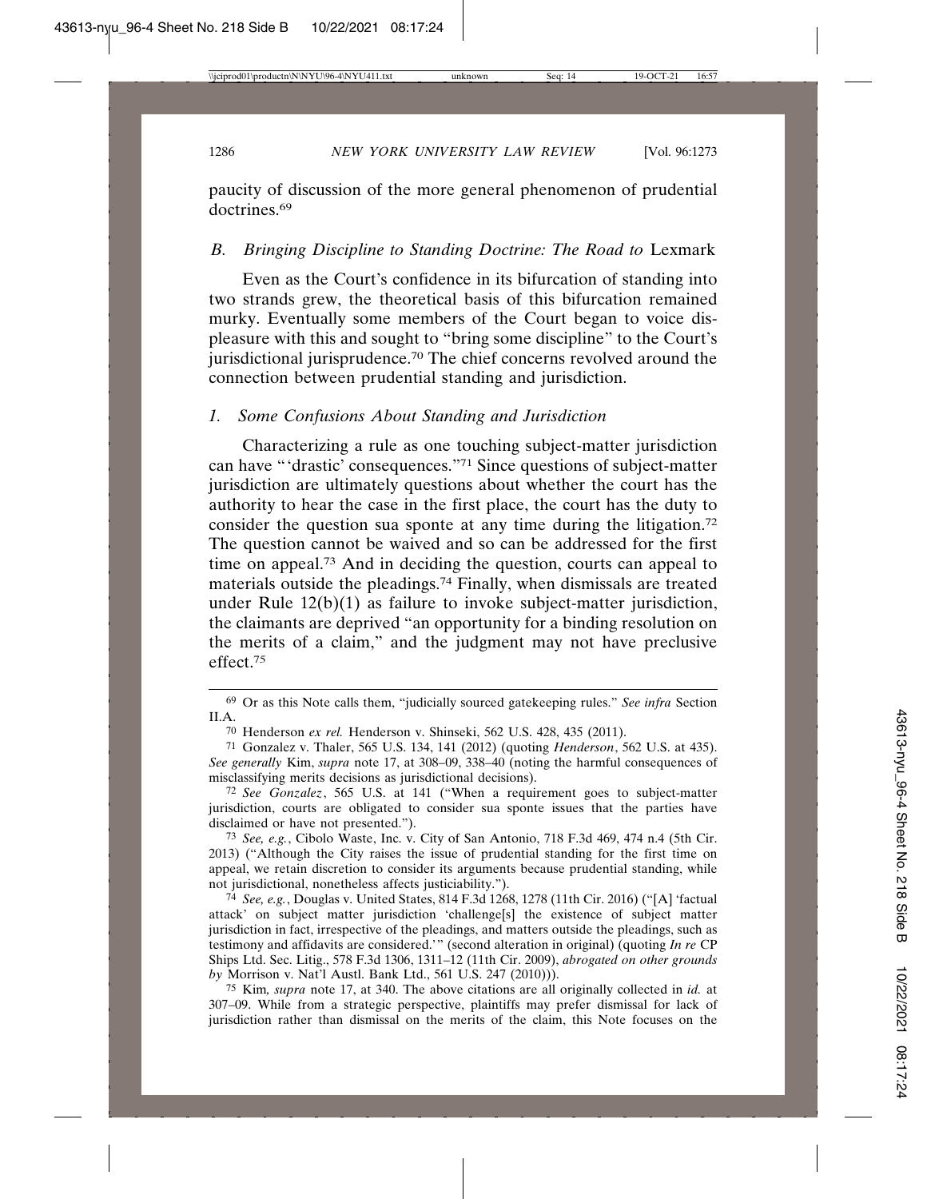paucity of discussion of the more general phenomenon of prudential doctrines.[69]

### *B. Bringing Discipline to Standing Doctrine: The Road to* Lexmark

Even as the Court's confidence in its bifurcation of standing into two strands grew, the theoretical basis of this bifurcation remained murky. Eventually some members of the Court began to voice displeasure with this and sought to "bring some discipline" to the Court's jurisdictional jurisprudence.[70] The chief concerns revolved around the connection between prudential standing and jurisdiction.

#### *1. Some Confusions About Standing and Jurisdiction*

Characterizing a rule as one touching subject-matter jurisdiction can have "'drastic' consequences."[71] Since questions of subject-matter jurisdiction are ultimately questions about whether the court has the authority to hear the case in the first place, the court has the duty to consider the question sua sponte at any time during the litigation.[72] The question cannot be waived and so can be addressed for the first time on appeal.[73] And in deciding the question, courts can appeal to materials outside the pleadings.[74] Finally, when dismissals are treated under Rule 12(b)(1) as failure to invoke subject-matter jurisdiction, the claimants are deprived "an opportunity for a binding resolution on the merits of a claim," and the judgment may not have preclusive effect.[75]

---

[69] Or as this Note calls them, "judicially sourced gatekeeping rules." *See infra* Section II.A.

[70] Henderson *ex rel.* Henderson v. Shinseki, 562 U.S. 428, 435 (2011).

[71] Gonzalez v. Thaler, 565 U.S. 134, 141 (2012) (quoting *Henderson*, 562 U.S. at 435). *See generally* Kim, *supra* note 17, at 308–09, 338–40 (noting the harmful consequences of misclassifying merits decisions as jurisdictional decisions).

[72] *See Gonzalez*, 565 U.S. at 141 ("When a requirement goes to subject-matter jurisdiction, courts are obligated to consider sua sponte issues that the parties have disclaimed or have not presented.").

[73] *See, e.g.*, Cibolo Waste, Inc. v. City of San Antonio, 718 F.3d 469, 474 n.4 (5th Cir. 2013) ("Although the City raises the issue of prudential standing for the first time on appeal, we retain discretion to consider its arguments because prudential standing, while not jurisdictional, nonetheless affects justiciability.").

[74] *See, e.g.*, Douglas v. United States, 814 F.3d 1268, 1278 (11th Cir. 2016) ("[A] 'factual attack' on subject matter jurisdiction 'challenge[s] the existence of subject matter jurisdiction in fact, irrespective of the pleadings, and matters outside the pleadings, such as testimony and affidavits are considered.'" (second alteration in original) (quoting *In re* CP Ships Ltd. Sec. Litig., 578 F.3d 1306, 1311–12 (11th Cir. 2009), *abrogated on other grounds by* Morrison v. Nat'l Austl. Bank Ltd., 561 U.S. 247 (2010))).

[75] Kim*, supra* note 17, at 340. The above citations are all originally collected in *id.* at 307–09. While from a strategic perspective, plaintiffs may prefer dismissal for lack of jurisdiction rather than dismissal on the merits of the claim, this Note focuses on the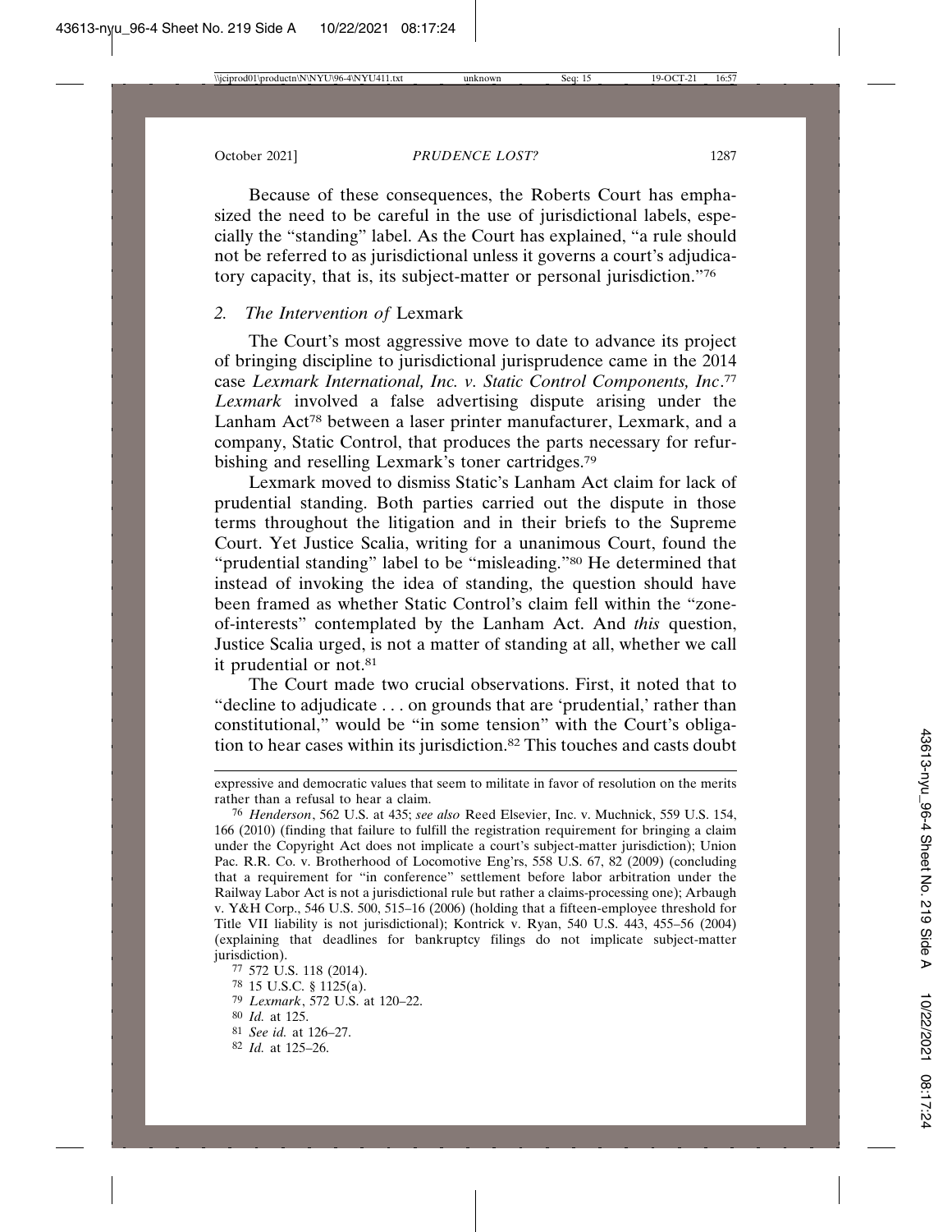Because of these consequences, the Roberts Court has emphasized the need to be careful in the use of jurisdictional labels, especially the "standing" label. As the Court has explained, "a rule should not be referred to as jurisdictional unless it governs a court's adjudicatory capacity, that is, its subject-matter or personal jurisdiction."[76]

### 2. The Intervention of *Lexmark*

The Court's most aggressive move to date to advance its project of bringing discipline to jurisdictional jurisprudence came in the 2014 case *Lexmark International, Inc. v. Static Control Components, Inc*.[77] *Lexmark* involved a false advertising dispute arising under the Lanham Act[78] between a laser printer manufacturer, Lexmark, and a company, Static Control, that produces the parts necessary for refurbishing and reselling Lexmark's toner cartridges.[79]

Lexmark moved to dismiss Static's Lanham Act claim for lack of prudential standing. Both parties carried out the dispute in those terms throughout the litigation and in their briefs to the Supreme Court. Yet Justice Scalia, writing for a unanimous Court, found the "prudential standing" label to be "misleading."[80] He determined that instead of invoking the idea of standing, the question should have been framed as whether Static Control's claim fell within the "zone-of-interests" contemplated by the Lanham Act. And *this* question, Justice Scalia urged, is not a matter of standing at all, whether we call it prudential or not.[81]

The Court made two crucial observations. First, it noted that to "decline to adjudicate . . . on grounds that are 'prudential,' rather than constitutional," would be "in some tension" with the Court's obligation to hear cases within its jurisdiction.[82] This touches and casts doubt

---

expressive and democratic values that seem to militate in favor of resolution on the merits rather than a refusal to hear a claim.

[76] *Henderson*, 562 U.S. at 435; *see also* Reed Elsevier, Inc. v. Muchnick, 559 U.S. 154, 166 (2010) (finding that failure to fulfill the registration requirement for bringing a claim under the Copyright Act does not implicate a court's subject-matter jurisdiction); Union Pac. R.R. Co. v. Brotherhood of Locomotive Eng'rs, 558 U.S. 67, 82 (2009) (concluding that a requirement for "in conference" settlement before labor arbitration under the Railway Labor Act is not a jurisdictional rule but rather a claims-processing one); Arbaugh v. Y&H Corp., 546 U.S. 500, 515–16 (2006) (holding that a fifteen-employee threshold for Title VII liability is not jurisdictional); Kontrick v. Ryan, 540 U.S. 443, 455–56 (2004) (explaining that deadlines for bankruptcy filings do not implicate subject-matter jurisdiction).

[77] 572 U.S. 118 (2014).

[78] 15 U.S.C. § 1125(a).

[79] *Lexmark*, 572 U.S. at 120–22.

[80] *Id.* at 125.

[81] *See id.* at 126–27.

[82] *Id.* at 125–26.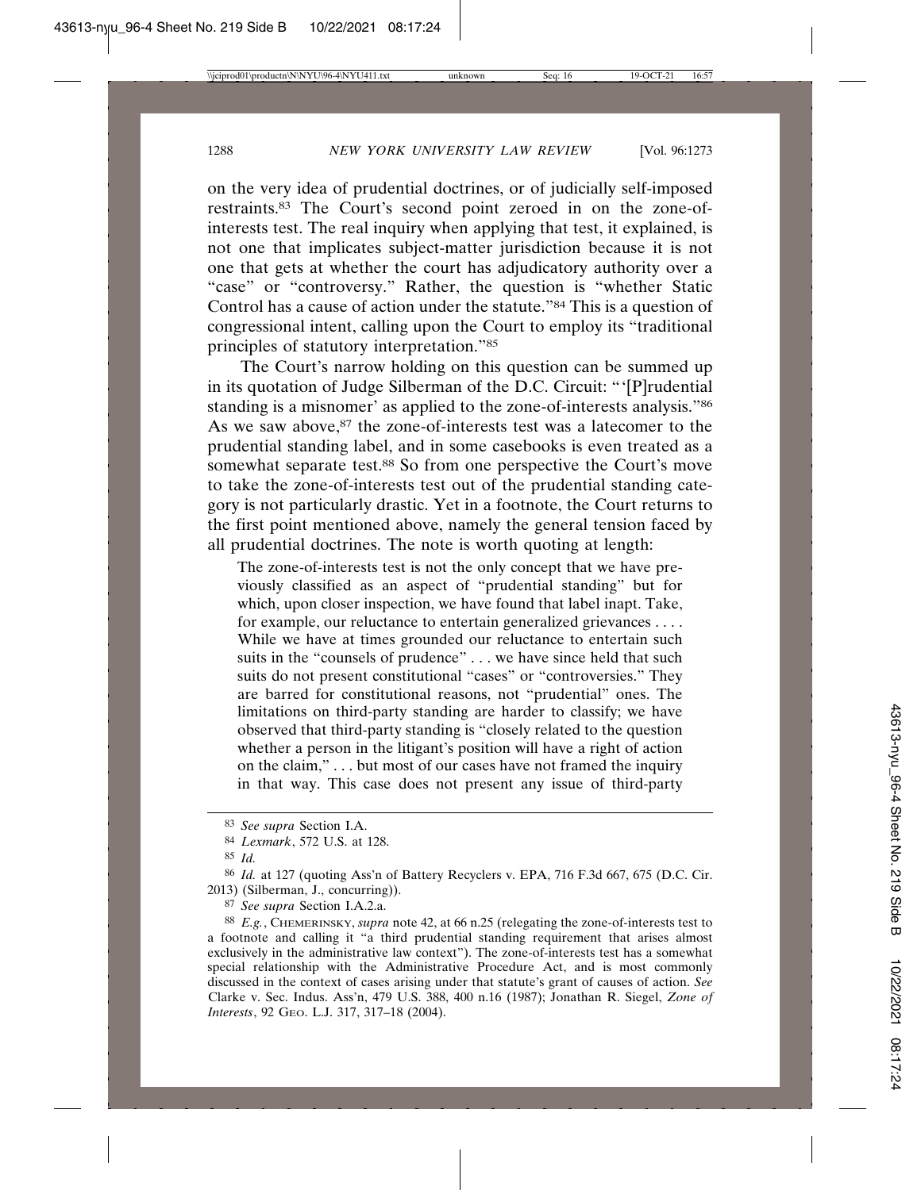on the very idea of prudential doctrines, or of judicially self-imposed restraints.[83] The Court's second point zeroed in on the zone-of-interests test. The real inquiry when applying that test, it explained, is not one that implicates subject-matter jurisdiction because it is not one that gets at whether the court has adjudicatory authority over a "case" or "controversy." Rather, the question is "whether Static Control has a cause of action under the statute."[84] This is a question of congressional intent, calling upon the Court to employ its "traditional principles of statutory interpretation."[85]

The Court's narrow holding on this question can be summed up in its quotation of Judge Silberman of the D.C. Circuit: "'[P]rudential standing is a misnomer' as applied to the zone-of-interests analysis."[86] As we saw above,[87] the zone-of-interests test was a latecomer to the prudential standing label, and in some casebooks is even treated as a somewhat separate test.[88] So from one perspective the Court's move to take the zone-of-interests test out of the prudential standing category is not particularly drastic. Yet in a footnote, the Court returns to the first point mentioned above, namely the general tension faced by all prudential doctrines. The note is worth quoting at length:

> The zone-of-interests test is not the only concept that we have previously classified as an aspect of "prudential standing" but for which, upon closer inspection, we have found that label inapt. Take, for example, our reluctance to entertain generalized grievances . . . . While we have at times grounded our reluctance to entertain such suits in the "counsels of prudence" . . . we have since held that such suits do not present constitutional "cases" or "controversies." They are barred for constitutional reasons, not "prudential" ones. The limitations on third-party standing are harder to classify; we have observed that third-party standing is "closely related to the question whether a person in the litigant's position will have a right of action on the claim," . . . but most of our cases have not framed the inquiry in that way. This case does not present any issue of third-party

---

[83] *See supra* Section I.A.

[84] *Lexmark*, 572 U.S. at 128.

[85] *Id.*

[86] *Id.* at 127 (quoting Ass'n of Battery Recyclers v. EPA, 716 F.3d 667, 675 (D.C. Cir. 2013) (Silberman, J., concurring)).

[87] *See supra* Section I.A.2.a.

[88] *E.g.*, CHEMERINSKY, *supra* note 42, at 66 n.25 (relegating the zone-of-interests test to a footnote and calling it "a third prudential standing requirement that arises almost exclusively in the administrative law context"). The zone-of-interests test has a somewhat special relationship with the Administrative Procedure Act, and is most commonly discussed in the context of cases arising under that statute's grant of causes of action. *See* Clarke v. Sec. Indus. Ass'n, 479 U.S. 388, 400 n.16 (1987); Jonathan R. Siegel, *Zone of Interests*, 92 GEO. L.J. 317, 317–18 (2004).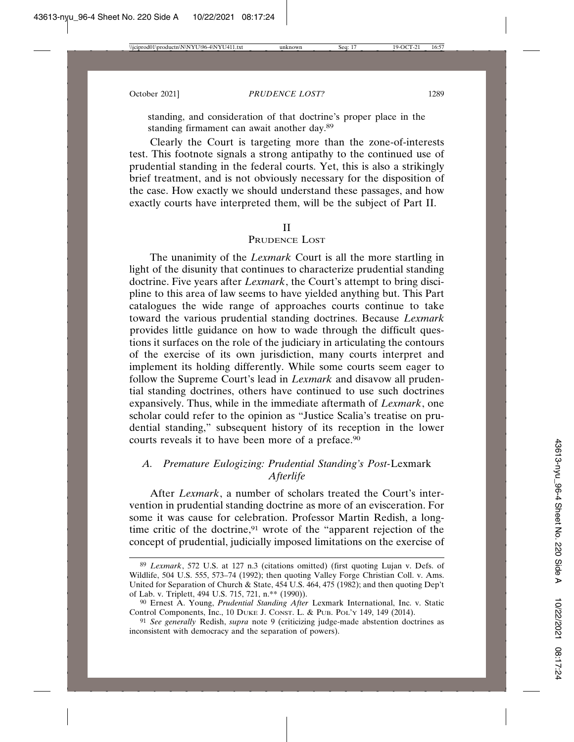standing, and consideration of that doctrine's proper place in the standing firmament can await another day.[89]

Clearly the Court is targeting more than the zone-of-interests test. This footnote signals a strong antipathy to the continued use of prudential standing in the federal courts. Yet, this is also a strikingly brief treatment, and is not obviously necessary for the disposition of the case. How exactly we should understand these passages, and how exactly courts have interpreted them, will be the subject of Part II.

## II
## PRUDENCE LOST

The unanimity of the *Lexmark* Court is all the more startling in light of the disunity that continues to characterize prudential standing doctrine. Five years after *Lexmark*, the Court's attempt to bring discipline to this area of law seems to have yielded anything but. This Part catalogues the wide range of approaches courts continue to take toward the various prudential standing doctrines. Because *Lexmark* provides little guidance on how to wade through the difficult questions it surfaces on the role of the judiciary in articulating the contours of the exercise of its own jurisdiction, many courts interpret and implement its holding differently. While some courts seem eager to follow the Supreme Court's lead in *Lexmark* and disavow all prudential standing doctrines, others have continued to use such doctrines expansively. Thus, while in the immediate aftermath of *Lexmark*, one scholar could refer to the opinion as "Justice Scalia's treatise on prudential standing," subsequent history of its reception in the lower courts reveals it to have been more of a preface.[90]

### A. Premature Eulogizing: Prudential Standing's Post-*Lexmark* Afterlife

After *Lexmark*, a number of scholars treated the Court's intervention in prudential standing doctrine as more of an evisceration. For some it was cause for celebration. Professor Martin Redish, a long-time critic of the doctrine,[91] wrote of the "apparent rejection of the concept of prudential, judicially imposed limitations on the exercise of

---

[89] *Lexmark*, 572 U.S. at 127 n.3 (citations omitted) (first quoting Lujan v. Defs. of Wildlife, 504 U.S. 555, 573–74 (1992); then quoting Valley Forge Christian Coll. v. Ams. United for Separation of Church & State, 454 U.S. 464, 475 (1982); and then quoting Dep't of Lab. v. Triplett, 494 U.S. 715, 721, n.** (1990)).

[90] Ernest A. Young, *Prudential Standing After* Lexmark International, Inc. v. Static Control Components, Inc., 10 DUKE J. CONST. L. & PUB. POL'Y 149, 149 (2014).

[91] *See generally* Redish, *supra* note 9 (criticizing judge-made abstention doctrines as inconsistent with democracy and the separation of powers).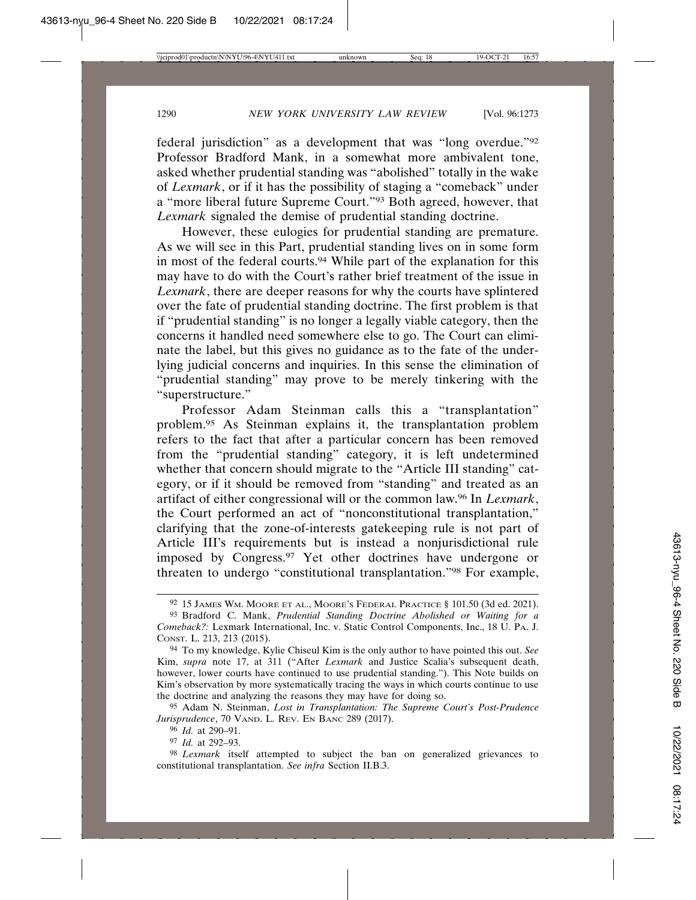federal jurisdiction" as a development that was "long overdue."[92] Professor Bradford Mank, in a somewhat more ambivalent tone, asked whether prudential standing was "abolished" totally in the wake of *Lexmark*, or if it has the possibility of staging a "comeback" under a "more liberal future Supreme Court."[93] Both agreed, however, that *Lexmark* signaled the demise of prudential standing doctrine.

However, these eulogies for prudential standing are premature. As we will see in this Part, prudential standing lives on in some form in most of the federal courts.[94] While part of the explanation for this may have to do with the Court's rather brief treatment of the issue in *Lexmark*, there are deeper reasons for why the courts have splintered over the fate of prudential standing doctrine. The first problem is that if "prudential standing" is no longer a legally viable category, then the concerns it handled need somewhere else to go. The Court can eliminate the label, but this gives no guidance as to the fate of the underlying judicial concerns and inquiries. In this sense the elimination of "prudential standing" may prove to be merely tinkering with the "superstructure."

Professor Adam Steinman calls this a "transplantation" problem.[95] As Steinman explains, the transplantation problem refers to the fact that after a particular concern has been removed from the "prudential standing" category, it is left undetermined whether that concern should migrate to the "Article III standing" category, or if it should be removed from "standing" and treated as an artifact of either congressional will or the common law.[96] In *Lexmark*, the Court performed an act of "nonconstitutional transplantation," clarifying that the zone-of-interests gatekeeping rule is not part of Article III's requirements but is instead a nonjurisdictional rule imposed by Congress.[97] Yet other doctrines have undergone or threaten to undergo "constitutional transplantation."[98] For example,

---

[92] 15 James Wm. Moore et al., Moore's Federal Practice § 101.50 (3d ed. 2021).

[93] Bradford C. Mank, *Prudential Standing Doctrine Abolished or Waiting for a Comeback?:* Lexmark International, Inc. v. Static Control Components, Inc., 18 U. Pa. J. Const. L. 213, 213 (2015).

[94] To my knowledge, Kylie Chiseul Kim is the only author to have pointed this out. *See* Kim, *supra* note 17, at 311 ("After *Lexmark* and Justice Scalia's subsequent death, however, lower courts have continued to use prudential standing."). This Note builds on Kim's observation by more systematically tracing the ways in which courts continue to use the doctrine and analyzing the reasons they may have for doing so.

[95] Adam N. Steinman, *Lost in Transplantation: The Supreme Court's Post-Prudence Jurisprudence*, 70 Vand. L. Rev. En Banc 289 (2017).

[96] *Id.* at 290–91.

[97] *Id.* at 292–93.

[98] *Lexmark* itself attempted to subject the ban on generalized grievances to constitutional transplantation. *See infra* Section II.B.3.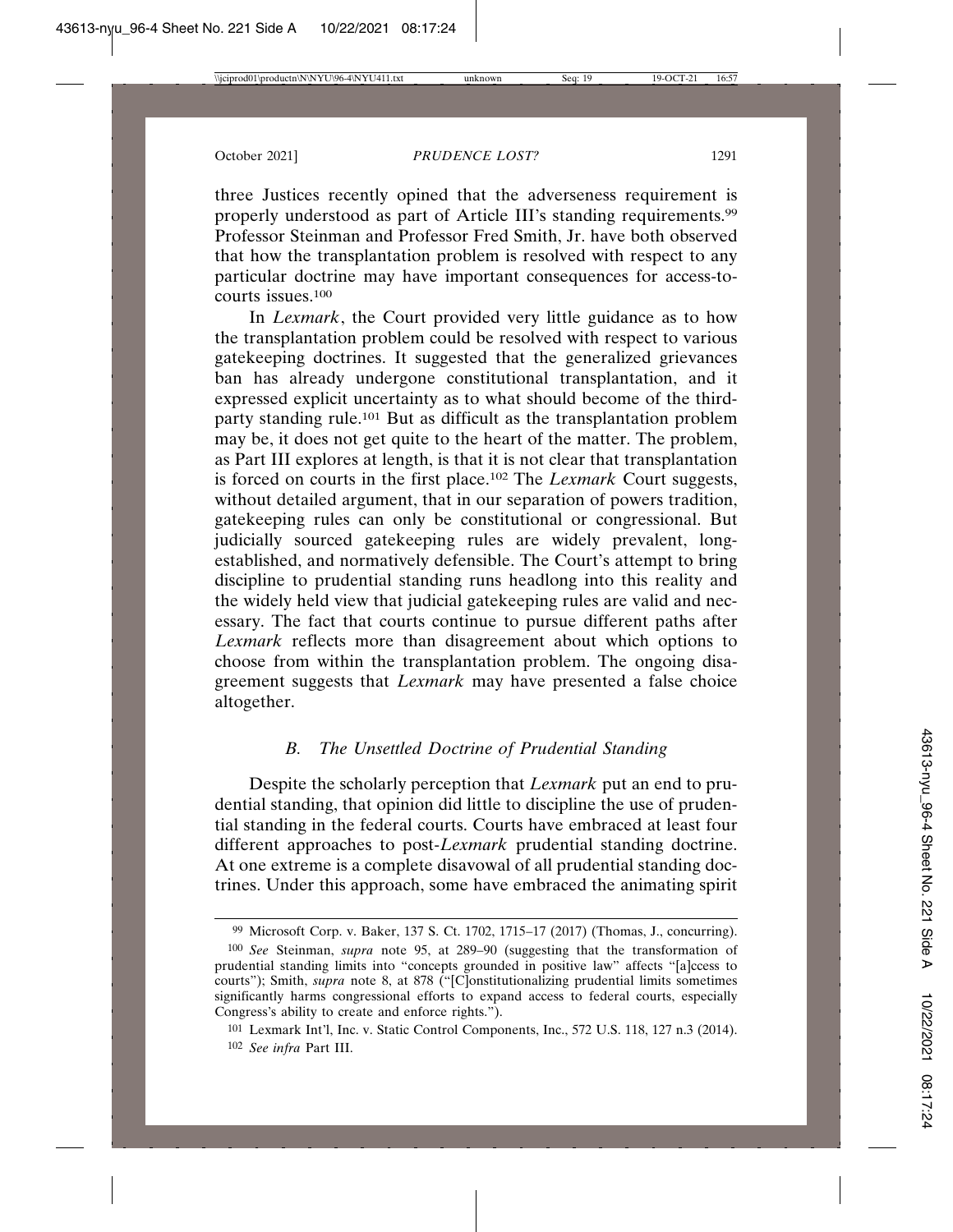three Justices recently opined that the adverseness requirement is properly understood as part of Article III's standing requirements.[99] Professor Steinman and Professor Fred Smith, Jr. have both observed that how the transplantation problem is resolved with respect to any particular doctrine may have important consequences for access-to-courts issues.[100]

In *Lexmark*, the Court provided very little guidance as to how the transplantation problem could be resolved with respect to various gatekeeping doctrines. It suggested that the generalized grievances ban has already undergone constitutional transplantation, and it expressed explicit uncertainty as to what should become of the third-party standing rule.[101] But as difficult as the transplantation problem may be, it does not get quite to the heart of the matter. The problem, as Part III explores at length, is that it is not clear that transplantation is forced on courts in the first place.[102] The *Lexmark* Court suggests, without detailed argument, that in our separation of powers tradition, gatekeeping rules can only be constitutional or congressional. But judicially sourced gatekeeping rules are widely prevalent, long-established, and normatively defensible. The Court's attempt to bring discipline to prudential standing runs headlong into this reality and the widely held view that judicial gatekeeping rules are valid and necessary. The fact that courts continue to pursue different paths after *Lexmark* reflects more than disagreement about which options to choose from within the transplantation problem. The ongoing disagreement suggests that *Lexmark* may have presented a false choice altogether.

### *B. The Unsettled Doctrine of Prudential Standing*

Despite the scholarly perception that *Lexmark* put an end to prudential standing, that opinion did little to discipline the use of prudential standing in the federal courts. Courts have embraced at least four different approaches to post-*Lexmark* prudential standing doctrine. At one extreme is a complete disavowal of all prudential standing doctrines. Under this approach, some have embraced the animating spirit

---

[99] Microsoft Corp. v. Baker, 137 S. Ct. 1702, 1715–17 (2017) (Thomas, J., concurring).

[100] *See* Steinman, *supra* note 95, at 289–90 (suggesting that the transformation of prudential standing limits into "concepts grounded in positive law" affects "[a]ccess to courts"); Smith, *supra* note 8, at 878 ("[C]onstitutionalizing prudential limits sometimes significantly harms congressional efforts to expand access to federal courts, especially Congress's ability to create and enforce rights.").

[101] Lexmark Int'l, Inc. v. Static Control Components, Inc., 572 U.S. 118, 127 n.3 (2014).

[102] *See infra* Part III.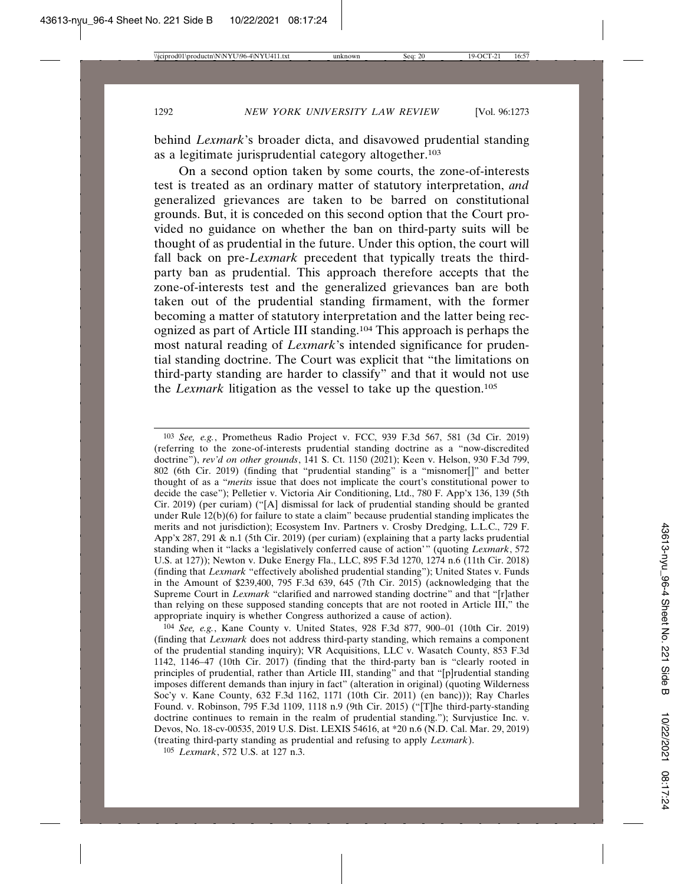behind *Lexmark*'s broader dicta, and disavowed prudential standing as a legitimate jurisprudential category altogether.[103]

On a second option taken by some courts, the zone-of-interests test is treated as an ordinary matter of statutory interpretation, *and* generalized grievances are taken to be barred on constitutional grounds. But, it is conceded on this second option that the Court provided no guidance on whether the ban on third-party suits will be thought of as prudential in the future. Under this option, the court will fall back on pre-*Lexmark* precedent that typically treats the third-party ban as prudential. This approach therefore accepts that the zone-of-interests test and the generalized grievances ban are both taken out of the prudential standing firmament, with the former becoming a matter of statutory interpretation and the latter being recognized as part of Article III standing.[104] This approach is perhaps the most natural reading of *Lexmark*'s intended significance for prudential standing doctrine. The Court was explicit that "the limitations on third-party standing are harder to classify" and that it would not use the *Lexmark* litigation as the vessel to take up the question.[105]

---

[103] *See, e.g.*, Prometheus Radio Project v. FCC, 939 F.3d 567, 581 (3d Cir. 2019) (referring to the zone-of-interests prudential standing doctrine as a "now-discredited doctrine"), *rev'd on other grounds*, 141 S. Ct. 1150 (2021); Keen v. Helson, 930 F.3d 799, 802 (6th Cir. 2019) (finding that "prudential standing" is a "misnomer[]" and better thought of as a "*merits* issue that does not implicate the court's constitutional power to decide the case"); Pelletier v. Victoria Air Conditioning, Ltd., 780 F. App'x 136, 139 (5th Cir. 2019) (per curiam) ("[A] dismissal for lack of prudential standing should be granted under Rule 12(b)(6) for failure to state a claim" because prudential standing implicates the merits and not jurisdiction); Ecosystem Inv. Partners v. Crosby Dredging, L.L.C., 729 F. App'x 287, 291 & n.1 (5th Cir. 2019) (per curiam) (explaining that a party lacks prudential standing when it "lacks a 'legislatively conferred cause of action'" (quoting *Lexmark*, 572 U.S. at 127)); Newton v. Duke Energy Fla., LLC, 895 F.3d 1270, 1274 n.6 (11th Cir. 2018) (finding that *Lexmark* "effectively abolished prudential standing"); United States v. Funds in the Amount of $239,400, 795 F.3d 639, 645 (7th Cir. 2015) (acknowledging that the Supreme Court in *Lexmark* "clarified and narrowed standing doctrine" and that "[r]ather than relying on these supposed standing concepts that are not rooted in Article III," the appropriate inquiry is whether Congress authorized a cause of action).

[104] *See, e.g.*, Kane County v. United States, 928 F.3d 877, 900–01 (10th Cir. 2019) (finding that *Lexmark* does not address third-party standing, which remains a component of the prudential standing inquiry); VR Acquisitions, LLC v. Wasatch County, 853 F.3d 1142, 1146–47 (10th Cir. 2017) (finding that the third-party ban is "clearly rooted in principles of prudential, rather than Article III, standing" and that "[p]rudential standing imposes different demands than injury in fact" (alteration in original) (quoting Wilderness Soc'y v. Kane County, 632 F.3d 1162, 1171 (10th Cir. 2011) (en banc))); Ray Charles Found. v. Robinson, 795 F.3d 1109, 1118 n.9 (9th Cir. 2015) ("[T]he third-party-standing doctrine continues to remain in the realm of prudential standing."); Survjustice Inc. v. Devos, No. 18-cv-00535, 2019 U.S. Dist. LEXIS 54616, at *20 n.6 (N.D. Cal. Mar. 29, 2019) (treating third-party standing as prudential and refusing to apply *Lexmark*).

[105] *Lexmark*, 572 U.S. at 127 n.3.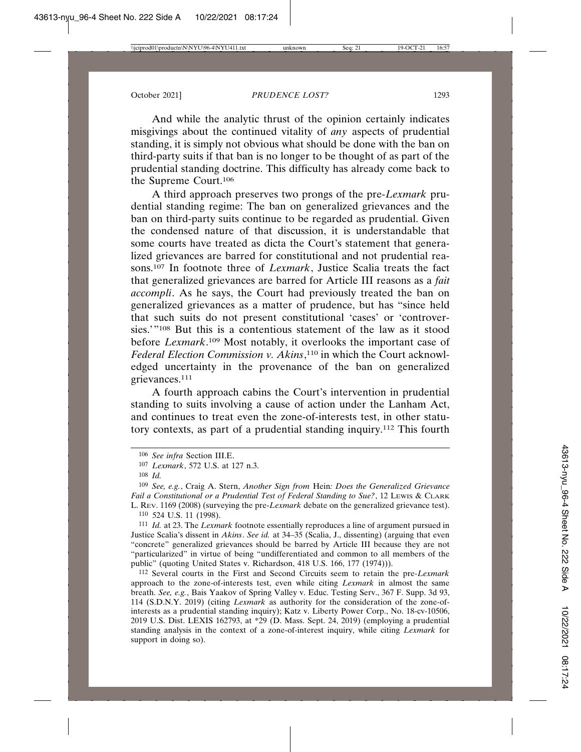And while the analytic thrust of the opinion certainly indicates misgivings about the continued vitality of *any* aspects of prudential standing, it is simply not obvious what should be done with the ban on third-party suits if that ban is no longer to be thought of as part of the prudential standing doctrine. This difficulty has already come back to the Supreme Court.[106]

A third approach preserves two prongs of the pre-*Lexmark* prudential standing regime: The ban on generalized grievances and the ban on third-party suits continue to be regarded as prudential. Given the condensed nature of that discussion, it is understandable that some courts have treated as dicta the Court's statement that generalized grievances are barred for constitutional and not prudential reasons.[107] In footnote three of *Lexmark*, Justice Scalia treats the fact that generalized grievances are barred for Article III reasons as a *fait accompli*. As he says, the Court had previously treated the ban on generalized grievances as a matter of prudence, but has "since held that such suits do not present constitutional 'cases' or 'controversies.'"[108] But this is a contentious statement of the law as it stood before *Lexmark*.[109] Most notably, it overlooks the important case of *Federal Election Commission v. Akins*,[110] in which the Court acknowledged uncertainty in the provenance of the ban on generalized grievances.[111]

A fourth approach cabins the Court's intervention in prudential standing to suits involving a cause of action under the Lanham Act, and continues to treat even the zone-of-interests test, in other statutory contexts, as part of a prudential standing inquiry.[112] This fourth

---

[106] *See infra* Section III.E.

[107] *Lexmark*, 572 U.S. at 127 n.3.

[108] *Id.*

[109] *See, e.g.*, Craig A. Stern, *Another Sign from* Hein*: Does the Generalized Grievance Fail a Constitutional or a Prudential Test of Federal Standing to Sue?*, 12 LEWIS & CLARK L. REV. 1169 (2008) (surveying the pre-*Lexmark* debate on the generalized grievance test).

[110] 524 U.S. 11 (1998).

[111] *Id.* at 23. The *Lexmark* footnote essentially reproduces a line of argument pursued in Justice Scalia's dissent in *Akins*. *See id.* at 34–35 (Scalia, J., dissenting) (arguing that even "concrete" generalized grievances should be barred by Article III because they are not "particularized" in virtue of being "undifferentiated and common to all members of the public" (quoting United States v. Richardson, 418 U.S. 166, 177 (1974))).

[112] Several courts in the First and Second Circuits seem to retain the pre-*Lexmark* approach to the zone-of-interests test, even while citing *Lexmark* in almost the same breath. *See, e.g.*, Bais Yaakov of Spring Valley v. Educ. Testing Serv., 367 F. Supp. 3d 93, 114 (S.D.N.Y. 2019) (citing *Lexmark* as authority for the consideration of the zone-of-interests as a prudential standing inquiry); Katz v. Liberty Power Corp., No. 18-cv-10506, 2019 U.S. Dist. LEXIS 162793, at *29 (D. Mass. Sept. 24, 2019) (employing a prudential standing analysis in the context of a zone-of-interest inquiry, while citing *Lexmark* for support in doing so).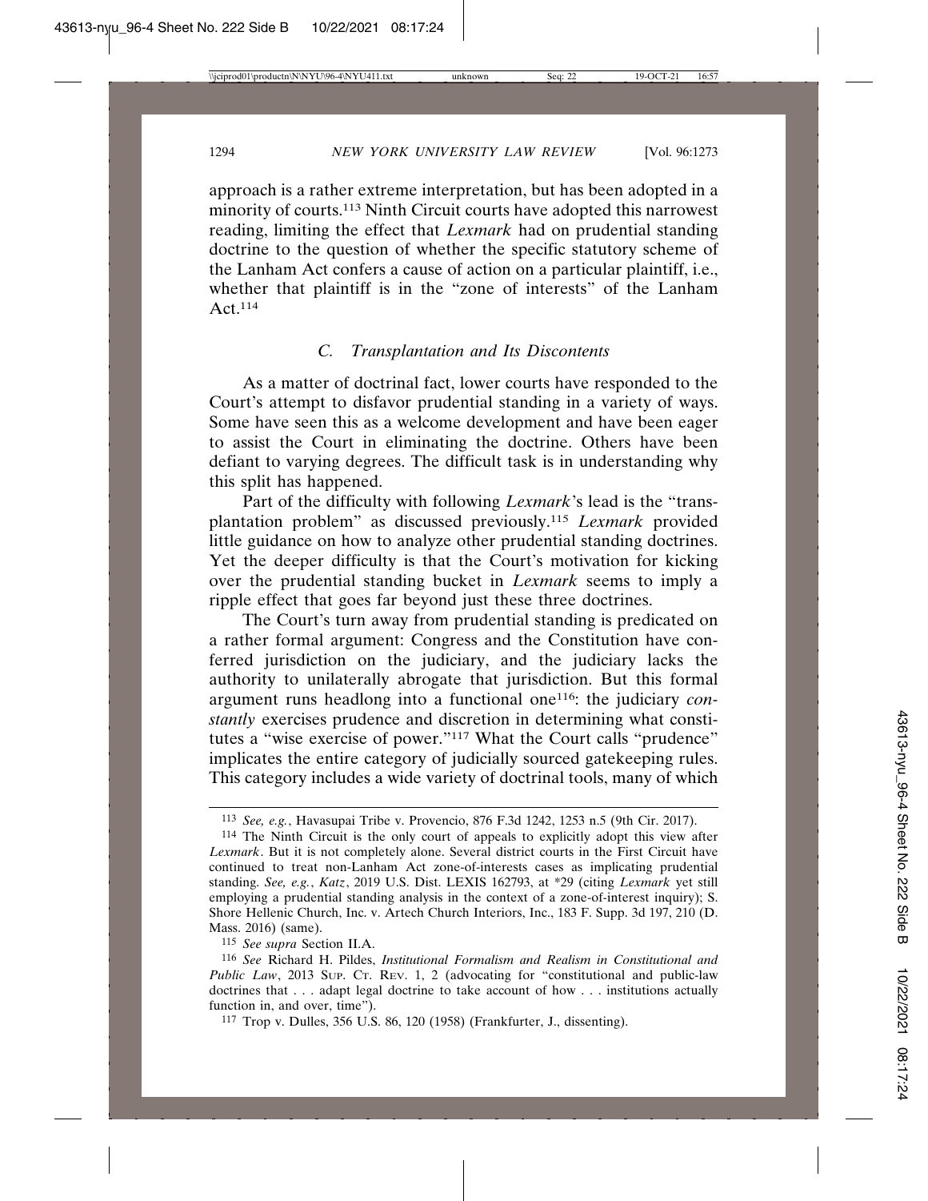approach is a rather extreme interpretation, but has been adopted in a minority of courts.[113] Ninth Circuit courts have adopted this narrowest reading, limiting the effect that *Lexmark* had on prudential standing doctrine to the question of whether the specific statutory scheme of the Lanham Act confers a cause of action on a particular plaintiff, i.e., whether that plaintiff is in the "zone of interests" of the Lanham Act.[114]

### *C. Transplantation and Its Discontents*

As a matter of doctrinal fact, lower courts have responded to the Court's attempt to disfavor prudential standing in a variety of ways. Some have seen this as a welcome development and have been eager to assist the Court in eliminating the doctrine. Others have been defiant to varying degrees. The difficult task is in understanding why this split has happened.

Part of the difficulty with following *Lexmark*'s lead is the "transplantation problem" as discussed previously.[115] *Lexmark* provided little guidance on how to analyze other prudential standing doctrines. Yet the deeper difficulty is that the Court's motivation for kicking over the prudential standing bucket in *Lexmark* seems to imply a ripple effect that goes far beyond just these three doctrines.

The Court's turn away from prudential standing is predicated on a rather formal argument: Congress and the Constitution have conferred jurisdiction on the judiciary, and the judiciary lacks the authority to unilaterally abrogate that jurisdiction. But this formal argument runs headlong into a functional one[116]: the judiciary *constantly* exercises prudence and discretion in determining what constitutes a "wise exercise of power."[117] What the Court calls "prudence" implicates the entire category of judicially sourced gatekeeping rules. This category includes a wide variety of doctrinal tools, many of which

---

[113] *See, e.g.*, Havasupai Tribe v. Provencio, 876 F.3d 1242, 1253 n.5 (9th Cir. 2017).

[114] The Ninth Circuit is the only court of appeals to explicitly adopt this view after *Lexmark*. But it is not completely alone. Several district courts in the First Circuit have continued to treat non-Lanham Act zone-of-interests cases as implicating prudential standing. *See, e.g.*, *Katz*, 2019 U.S. Dist. LEXIS 162793, at *29 (citing *Lexmark* yet still employing a prudential standing analysis in the context of a zone-of-interest inquiry); S. Shore Hellenic Church, Inc. v. Artech Church Interiors, Inc., 183 F. Supp. 3d 197, 210 (D. Mass. 2016) (same).

[115] *See supra* Section II.A.

[116] *See* Richard H. Pildes, *Institutional Formalism and Realism in Constitutional and Public Law*, 2013 SUP. CT. REV. 1, 2 (advocating for "constitutional and public-law doctrines that . . . adapt legal doctrine to take account of how . . . institutions actually function in, and over, time").

[117] Trop v. Dulles, 356 U.S. 86, 120 (1958) (Frankfurter, J., dissenting).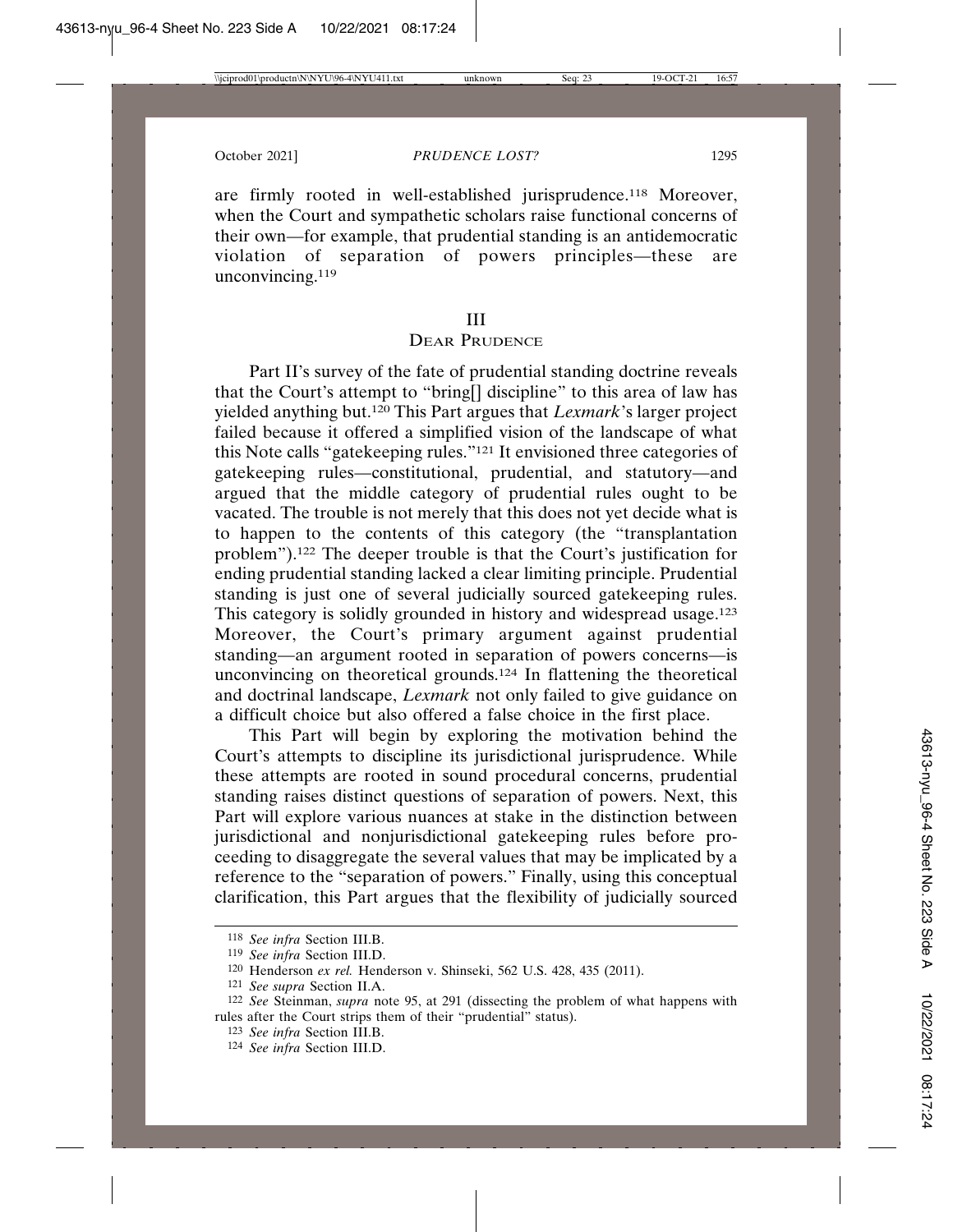are firmly rooted in well-established jurisprudence.[118] Moreover, when the Court and sympathetic scholars raise functional concerns of their own—for example, that prudential standing is an antidemocratic violation of separation of powers principles—these are unconvincing.[119]

# III
# Dear Prudence

Part II's survey of the fate of prudential standing doctrine reveals that the Court's attempt to "bring[] discipline" to this area of law has yielded anything but.[120] This Part argues that *Lexmark*'s larger project failed because it offered a simplified vision of the landscape of what this Note calls "gatekeeping rules."[121] It envisioned three categories of gatekeeping rules—constitutional, prudential, and statutory—and argued that the middle category of prudential rules ought to be vacated. The trouble is not merely that this does not yet decide what is to happen to the contents of this category (the "transplantation problem").[122] The deeper trouble is that the Court's justification for ending prudential standing lacked a clear limiting principle. Prudential standing is just one of several judicially sourced gatekeeping rules. This category is solidly grounded in history and widespread usage.[123] Moreover, the Court's primary argument against prudential standing—an argument rooted in separation of powers concerns—is unconvincing on theoretical grounds.[124] In flattening the theoretical and doctrinal landscape, *Lexmark* not only failed to give guidance on a difficult choice but also offered a false choice in the first place.

This Part will begin by exploring the motivation behind the Court's attempts to discipline its jurisdictional jurisprudence. While these attempts are rooted in sound procedural concerns, prudential standing raises distinct questions of separation of powers. Next, this Part will explore various nuances at stake in the distinction between jurisdictional and nonjurisdictional gatekeeping rules before proceeding to disaggregate the several values that may be implicated by a reference to the "separation of powers." Finally, using this conceptual clarification, this Part argues that the flexibility of judicially sourced

---

[118] *See infra* Section III.B.

[119] *See infra* Section III.D.

[120] Henderson *ex rel.* Henderson v. Shinseki, 562 U.S. 428, 435 (2011).

[121] *See supra* Section II.A.

[122] *See* Steinman, *supra* note 95, at 291 (dissecting the problem of what happens with rules after the Court strips them of their "prudential" status).

[123] *See infra* Section III.B.

[124] *See infra* Section III.D.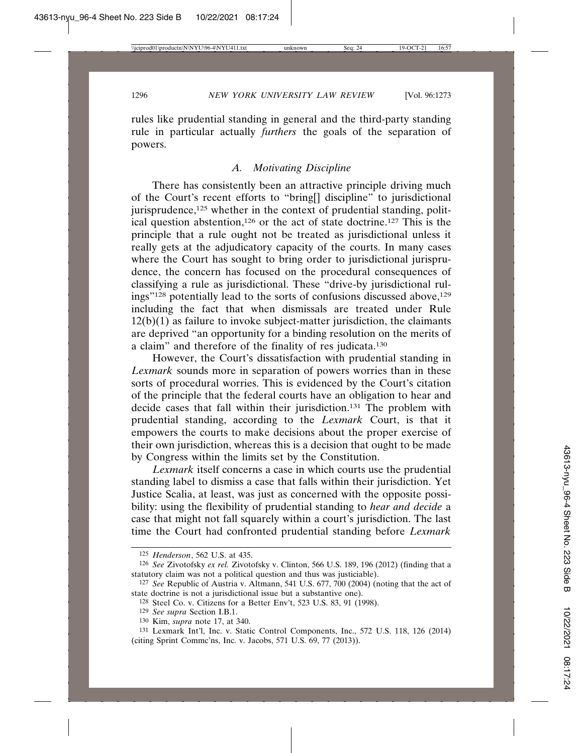rules like prudential standing in general and the third-party standing rule in particular actually *furthers* the goals of the separation of powers.

### *A. Motivating Discipline*

There has consistently been an attractive principle driving much of the Court's recent efforts to "bring[] discipline" to jurisdictional jurisprudence,[125] whether in the context of prudential standing, political question abstention,[126] or the act of state doctrine.[127] This is the principle that a rule ought not be treated as jurisdictional unless it really gets at the adjudicatory capacity of the courts. In many cases where the Court has sought to bring order to jurisdictional jurisprudence, the concern has focused on the procedural consequences of classifying a rule as jurisdictional. These "drive-by jurisdictional rulings"[128] potentially lead to the sorts of confusions discussed above,[129] including the fact that when dismissals are treated under Rule 12(b)(1) as failure to invoke subject-matter jurisdiction, the claimants are deprived "an opportunity for a binding resolution on the merits of a claim" and therefore of the finality of res judicata.[130]

However, the Court's dissatisfaction with prudential standing in *Lexmark* sounds more in separation of powers worries than in these sorts of procedural worries. This is evidenced by the Court's citation of the principle that the federal courts have an obligation to hear and decide cases that fall within their jurisdiction.[131] The problem with prudential standing, according to the *Lexmark* Court, is that it empowers the courts to make decisions about the proper exercise of their own jurisdiction, whereas this is a decision that ought to be made by Congress within the limits set by the Constitution.

*Lexmark* itself concerns a case in which courts use the prudential standing label to dismiss a case that falls within their jurisdiction. Yet Justice Scalia, at least, was just as concerned with the opposite possibility: using the flexibility of prudential standing to *hear and decide* a case that might not fall squarely within a court's jurisdiction. The last time the Court had confronted prudential standing before *Lexmark*

---

125 *Henderson*, 562 U.S. at 435.

126 *See* Zivotofsky *ex rel.* Zivotofsky v. Clinton, 566 U.S. 189, 196 (2012) (finding that a statutory claim was not a political question and thus was justiciable).

127 *See* Republic of Austria v. Altmann, 541 U.S. 677, 700 (2004) (noting that the act of state doctrine is not a jurisdictional issue but a substantive one).

128 Steel Co. v. Citizens for a Better Env't, 523 U.S. 83, 91 (1998).

129 *See supra* Section I.B.1.

130 Kim, *supra* note 17, at 340.

131 Lexmark Int'l, Inc. v. Static Control Components, Inc., 572 U.S. 118, 126 (2014) (citing Sprint Commc'ns, Inc. v. Jacobs, 571 U.S. 69, 77 (2013)).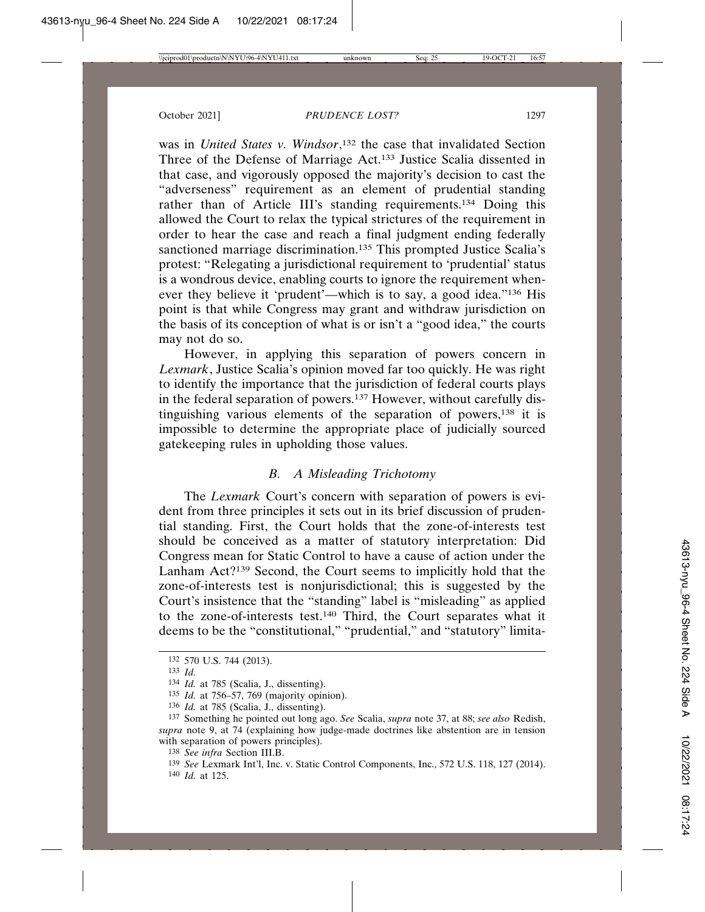was in *United States v. Windsor*,[132] the case that invalidated Section Three of the Defense of Marriage Act.[133] Justice Scalia dissented in that case, and vigorously opposed the majority's decision to cast the "adverseness" requirement as an element of prudential standing rather than of Article III's standing requirements.[134] Doing this allowed the Court to relax the typical strictures of the requirement in order to hear the case and reach a final judgment ending federally sanctioned marriage discrimination.[135] This prompted Justice Scalia's protest: "Relegating a jurisdictional requirement to 'prudential' status is a wondrous device, enabling courts to ignore the requirement whenever they believe it 'prudent'—which is to say, a good idea."[136] His point is that while Congress may grant and withdraw jurisdiction on the basis of its conception of what is or isn't a "good idea," the courts may not do so.

However, in applying this separation of powers concern in *Lexmark*, Justice Scalia's opinion moved far too quickly. He was right to identify the importance that the jurisdiction of federal courts plays in the federal separation of powers.[137] However, without carefully distinguishing various elements of the separation of powers,[138] it is impossible to determine the appropriate place of judicially sourced gatekeeping rules in upholding those values.

### *B. A Misleading Trichotomy*

The *Lexmark* Court's concern with separation of powers is evident from three principles it sets out in its brief discussion of prudential standing. First, the Court holds that the zone-of-interests test should be conceived as a matter of statutory interpretation: Did Congress mean for Static Control to have a cause of action under the Lanham Act?[139] Second, the Court seems to implicitly hold that the zone-of-interests test is nonjurisdictional; this is suggested by the Court's insistence that the "standing" label is "misleading" as applied to the zone-of-interests test.[140] Third, the Court separates what it deems to be the "constitutional," "prudential," and "statutory" limita-

---

[132] 570 U.S. 744 (2013).

[133] *Id.*

[134] *Id.* at 785 (Scalia, J., dissenting).

[135] *Id.* at 756–57, 769 (majority opinion).

[136] *Id.* at 785 (Scalia, J., dissenting).

[137] Something he pointed out long ago. *See* Scalia, *supra* note 37, at 88; *see also* Redish, *supra* note 9, at 74 (explaining how judge-made doctrines like abstention are in tension with separation of powers principles).

[138] *See infra* Section III.B.

[139] *See* Lexmark Int'l, Inc. v. Static Control Components, Inc., 572 U.S. 118, 127 (2014).

[140] *Id.* at 125.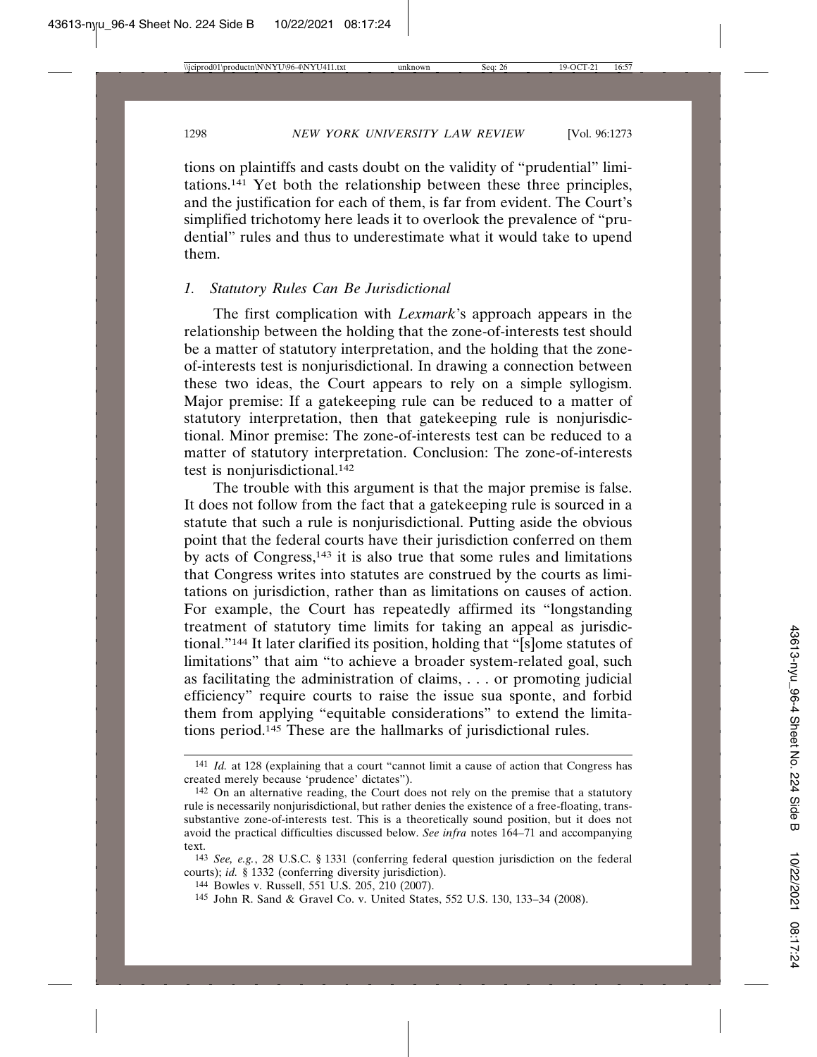tions on plaintiffs and casts doubt on the validity of "prudential" limitations.[141] Yet both the relationship between these three principles, and the justification for each of them, is far from evident. The Court's simplified trichotomy here leads it to overlook the prevalence of "prudential" rules and thus to underestimate what it would take to upend them.

### *1. Statutory Rules Can Be Jurisdictional*

The first complication with *Lexmark*'s approach appears in the relationship between the holding that the zone-of-interests test should be a matter of statutory interpretation, and the holding that the zone-of-interests test is nonjurisdictional. In drawing a connection between these two ideas, the Court appears to rely on a simple syllogism. Major premise: If a gatekeeping rule can be reduced to a matter of statutory interpretation, then that gatekeeping rule is nonjurisdictional. Minor premise: The zone-of-interests test can be reduced to a matter of statutory interpretation. Conclusion: The zone-of-interests test is nonjurisdictional.[142]

The trouble with this argument is that the major premise is false. It does not follow from the fact that a gatekeeping rule is sourced in a statute that such a rule is nonjurisdictional. Putting aside the obvious point that the federal courts have their jurisdiction conferred on them by acts of Congress,[143] it is also true that some rules and limitations that Congress writes into statutes are construed by the courts as limitations on jurisdiction, rather than as limitations on causes of action. For example, the Court has repeatedly affirmed its "longstanding treatment of statutory time limits for taking an appeal as jurisdictional."[144] It later clarified its position, holding that "[s]ome statutes of limitations" that aim "to achieve a broader system-related goal, such as facilitating the administration of claims, . . . or promoting judicial efficiency" require courts to raise the issue sua sponte, and forbid them from applying "equitable considerations" to extend the limitations period.[145] These are the hallmarks of jurisdictional rules.

---

141 *Id.* at 128 (explaining that a court "cannot limit a cause of action that Congress has created merely because 'prudence' dictates").

142 On an alternative reading, the Court does not rely on the premise that a statutory rule is necessarily nonjurisdictional, but rather denies the existence of a free-floating, trans-substantive zone-of-interests test. This is a theoretically sound position, but it does not avoid the practical difficulties discussed below. *See infra* notes 164–71 and accompanying text.

143 *See, e.g.*, 28 U.S.C. § 1331 (conferring federal question jurisdiction on the federal courts); *id.* § 1332 (conferring diversity jurisdiction).

144 Bowles v. Russell, 551 U.S. 205, 210 (2007).

145 John R. Sand & Gravel Co. v. United States, 552 U.S. 130, 133–34 (2008).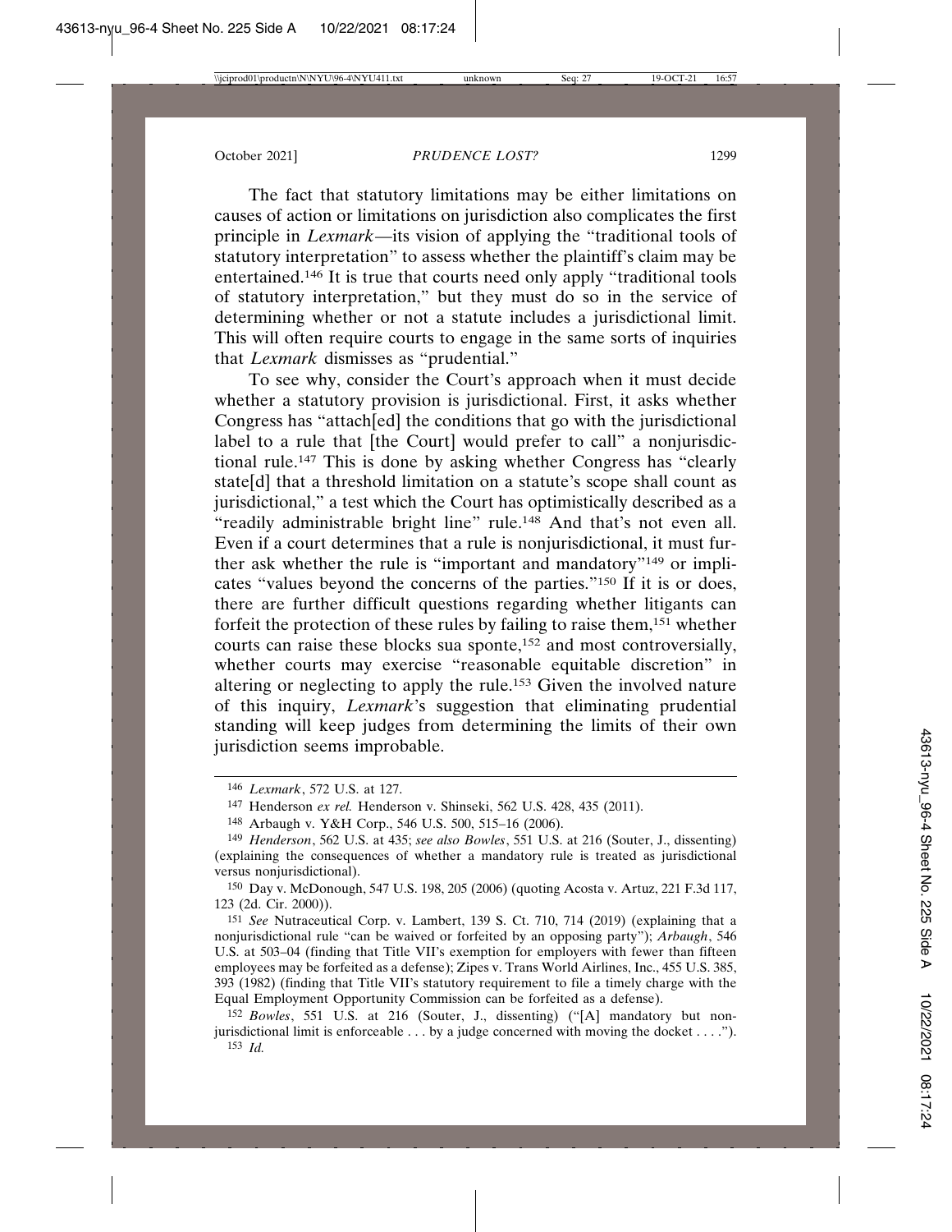The fact that statutory limitations may be either limitations on causes of action or limitations on jurisdiction also complicates the first principle in *Lexmark*—its vision of applying the "traditional tools of statutory interpretation" to assess whether the plaintiff's claim may be entertained.[146] It is true that courts need only apply "traditional tools of statutory interpretation," but they must do so in the service of determining whether or not a statute includes a jurisdictional limit. This will often require courts to engage in the same sorts of inquiries that *Lexmark* dismisses as "prudential."

To see why, consider the Court's approach when it must decide whether a statutory provision is jurisdictional. First, it asks whether Congress has "attach[ed] the conditions that go with the jurisdictional label to a rule that [the Court] would prefer to call" a nonjurisdictional rule.[147] This is done by asking whether Congress has "clearly state[d] that a threshold limitation on a statute's scope shall count as jurisdictional," a test which the Court has optimistically described as a "readily administrable bright line" rule.[148] And that's not even all. Even if a court determines that a rule is nonjurisdictional, it must further ask whether the rule is "important and mandatory"[149] or implicates "values beyond the concerns of the parties."[150] If it is or does, there are further difficult questions regarding whether litigants can forfeit the protection of these rules by failing to raise them,[151] whether courts can raise these blocks sua sponte,[152] and most controversially, whether courts may exercise "reasonable equitable discretion" in altering or neglecting to apply the rule.[153] Given the involved nature of this inquiry, *Lexmark*'s suggestion that eliminating prudential standing will keep judges from determining the limits of their own jurisdiction seems improbable.

---

[146] *Lexmark*, 572 U.S. at 127.

[147] Henderson *ex rel.* Henderson v. Shinseki, 562 U.S. 428, 435 (2011).

[148] Arbaugh v. Y&H Corp., 546 U.S. 500, 515–16 (2006).

[149] *Henderson*, 562 U.S. at 435; *see also Bowles*, 551 U.S. at 216 (Souter, J., dissenting) (explaining the consequences of whether a mandatory rule is treated as jurisdictional versus nonjurisdictional).

[150] Day v. McDonough, 547 U.S. 198, 205 (2006) (quoting Acosta v. Artuz, 221 F.3d 117, 123 (2d. Cir. 2000)).

[151] *See* Nutraceutical Corp. v. Lambert, 139 S. Ct. 710, 714 (2019) (explaining that a nonjurisdictional rule "can be waived or forfeited by an opposing party"); *Arbaugh*, 546 U.S. at 503–04 (finding that Title VII's exemption for employers with fewer than fifteen employees may be forfeited as a defense); Zipes v. Trans World Airlines, Inc., 455 U.S. 385, 393 (1982) (finding that Title VII's statutory requirement to file a timely charge with the Equal Employment Opportunity Commission can be forfeited as a defense).

[152] *Bowles*, 551 U.S. at 216 (Souter, J., dissenting) ("[A] mandatory but nonjurisdictional limit is enforceable . . . by a judge concerned with moving the docket . . . .").

[153] *Id.*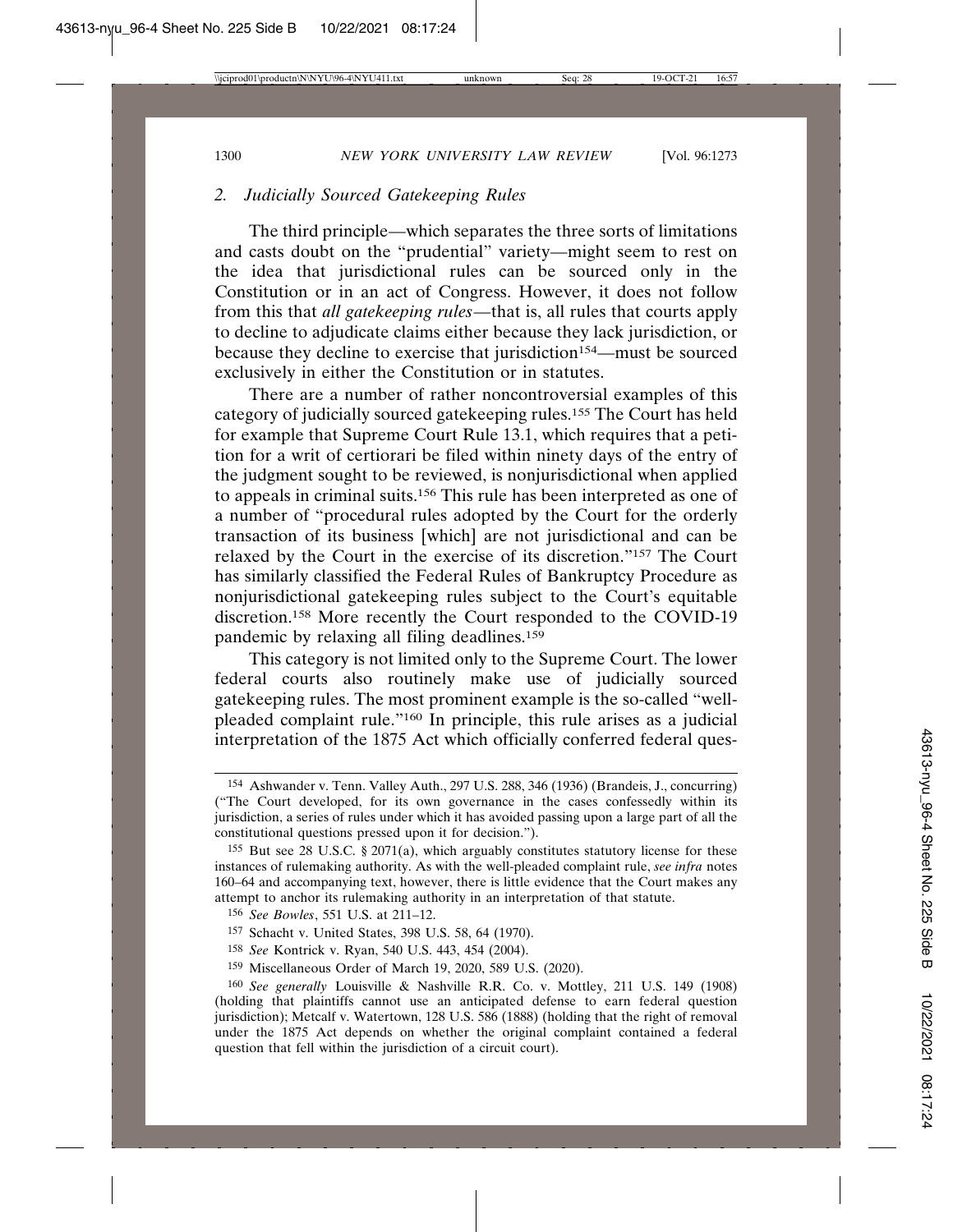### 2. *Judicially Sourced Gatekeeping Rules*

The third principle—which separates the three sorts of limitations and casts doubt on the "prudential" variety—might seem to rest on the idea that jurisdictional rules can be sourced only in the Constitution or in an act of Congress. However, it does not follow from this that *all gatekeeping rules*—that is, all rules that courts apply to decline to adjudicate claims either because they lack jurisdiction, or because they decline to exercise that jurisdiction[154]—must be sourced exclusively in either the Constitution or in statutes.

There are a number of rather noncontroversial examples of this category of judicially sourced gatekeeping rules.[155] The Court has held for example that Supreme Court Rule 13.1, which requires that a petition for a writ of certiorari be filed within ninety days of the entry of the judgment sought to be reviewed, is nonjurisdictional when applied to appeals in criminal suits.[156] This rule has been interpreted as one of a number of "procedural rules adopted by the Court for the orderly transaction of its business [which] are not jurisdictional and can be relaxed by the Court in the exercise of its discretion."[157] The Court has similarly classified the Federal Rules of Bankruptcy Procedure as nonjurisdictional gatekeeping rules subject to the Court's equitable discretion.[158] More recently the Court responded to the COVID-19 pandemic by relaxing all filing deadlines.[159]

This category is not limited only to the Supreme Court. The lower federal courts also routinely make use of judicially sourced gatekeeping rules. The most prominent example is the so-called "well-pleaded complaint rule."[160] In principle, this rule arises as a judicial interpretation of the 1875 Act which officially conferred federal ques-

---

154 Ashwander v. Tenn. Valley Auth., 297 U.S. 288, 346 (1936) (Brandeis, J., concurring) ("The Court developed, for its own governance in the cases confessedly within its jurisdiction, a series of rules under which it has avoided passing upon a large part of all the constitutional questions pressed upon it for decision.").

155 But see 28 U.S.C. § 2071(a), which arguably constitutes statutory license for these instances of rulemaking authority. As with the well-pleaded complaint rule, *see infra* notes 160–64 and accompanying text, however, there is little evidence that the Court makes any attempt to anchor its rulemaking authority in an interpretation of that statute.

156 *See Bowles*, 551 U.S. at 211–12.

157 Schacht v. United States, 398 U.S. 58, 64 (1970).

158 *See* Kontrick v. Ryan, 540 U.S. 443, 454 (2004).

159 Miscellaneous Order of March 19, 2020, 589 U.S. (2020).

160 *See generally* Louisville & Nashville R.R. Co. v. Mottley, 211 U.S. 149 (1908) (holding that plaintiffs cannot use an anticipated defense to earn federal question jurisdiction); Metcalf v. Watertown, 128 U.S. 586 (1888) (holding that the right of removal under the 1875 Act depends on whether the original complaint contained a federal question that fell within the jurisdiction of a circuit court).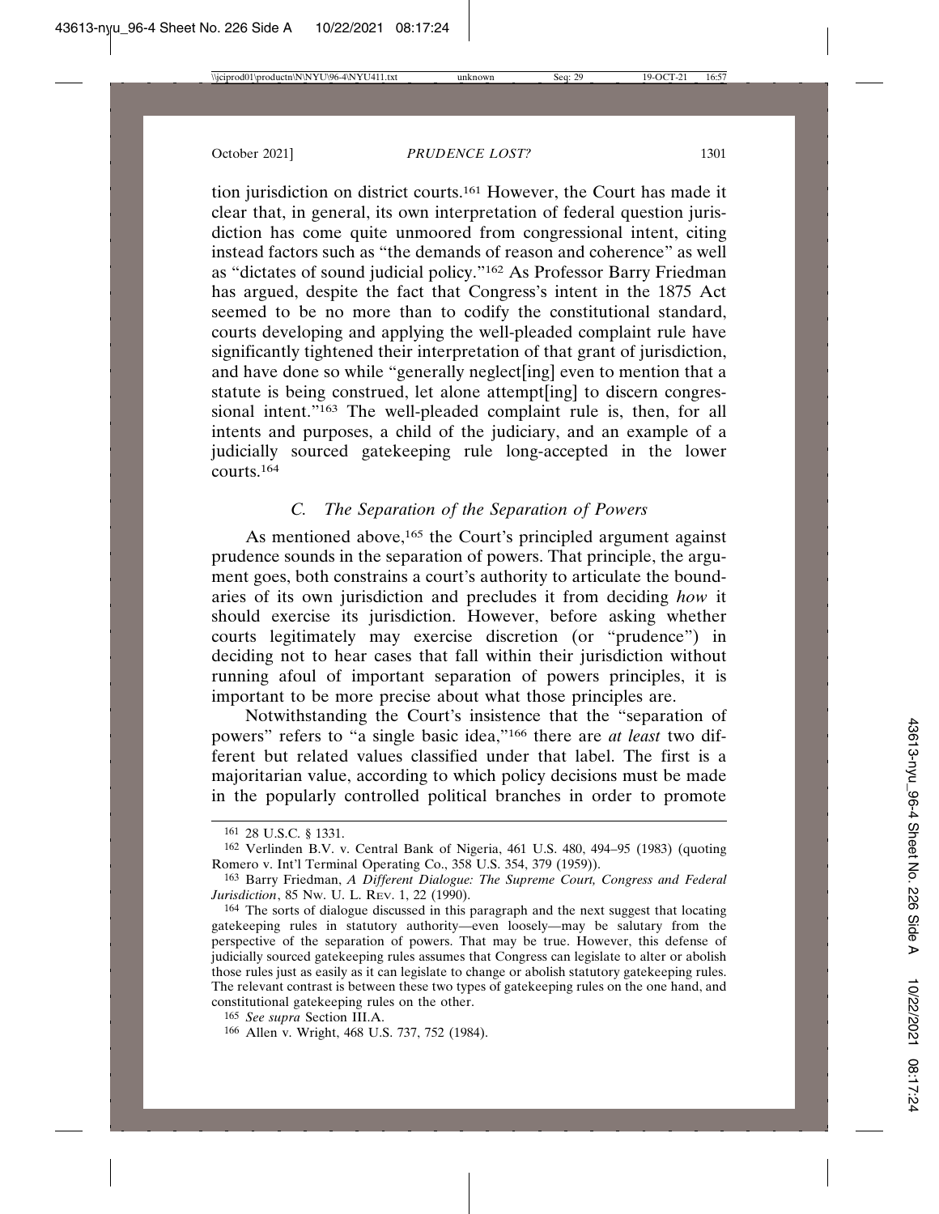tion jurisdiction on district courts.[161] However, the Court has made it clear that, in general, its own interpretation of federal question jurisdiction has come quite unmoored from congressional intent, citing instead factors such as "the demands of reason and coherence" as well as "dictates of sound judicial policy."[162] As Professor Barry Friedman has argued, despite the fact that Congress's intent in the 1875 Act seemed to be no more than to codify the constitutional standard, courts developing and applying the well-pleaded complaint rule have significantly tightened their interpretation of that grant of jurisdiction, and have done so while "generally neglect[ing] even to mention that a statute is being construed, let alone attempt[ing] to discern congressional intent."[163] The well-pleaded complaint rule is, then, for all intents and purposes, a child of the judiciary, and an example of a judicially sourced gatekeeping rule long-accepted in the lower courts.[164]

### *C. The Separation of the Separation of Powers*

As mentioned above,[165] the Court's principled argument against prudence sounds in the separation of powers. That principle, the argument goes, both constrains a court's authority to articulate the boundaries of its own jurisdiction and precludes it from deciding *how* it should exercise its jurisdiction. However, before asking whether courts legitimately may exercise discretion (or "prudence") in deciding not to hear cases that fall within their jurisdiction without running afoul of important separation of powers principles, it is important to be more precise about what those principles are.

Notwithstanding the Court's insistence that the "separation of powers" refers to "a single basic idea,"[166] there are *at least* two different but related values classified under that label. The first is a majoritarian value, according to which policy decisions must be made in the popularly controlled political branches in order to promote

---

[161] 28 U.S.C. § 1331.

[162] Verlinden B.V. v. Central Bank of Nigeria, 461 U.S. 480, 494–95 (1983) (quoting Romero v. Int'l Terminal Operating Co., 358 U.S. 354, 379 (1959)).

[163] Barry Friedman, *A Different Dialogue: The Supreme Court, Congress and Federal Jurisdiction*, 85 Nw. U. L. Rev. 1, 22 (1990).

[164] The sorts of dialogue discussed in this paragraph and the next suggest that locating gatekeeping rules in statutory authority—even loosely—may be salutary from the perspective of the separation of powers. That may be true. However, this defense of judicially sourced gatekeeping rules assumes that Congress can legislate to alter or abolish those rules just as easily as it can legislate to change or abolish statutory gatekeeping rules. The relevant contrast is between these two types of gatekeeping rules on the one hand, and constitutional gatekeeping rules on the other.

[165] *See supra* Section III.A.

[166] Allen v. Wright, 468 U.S. 737, 752 (1984).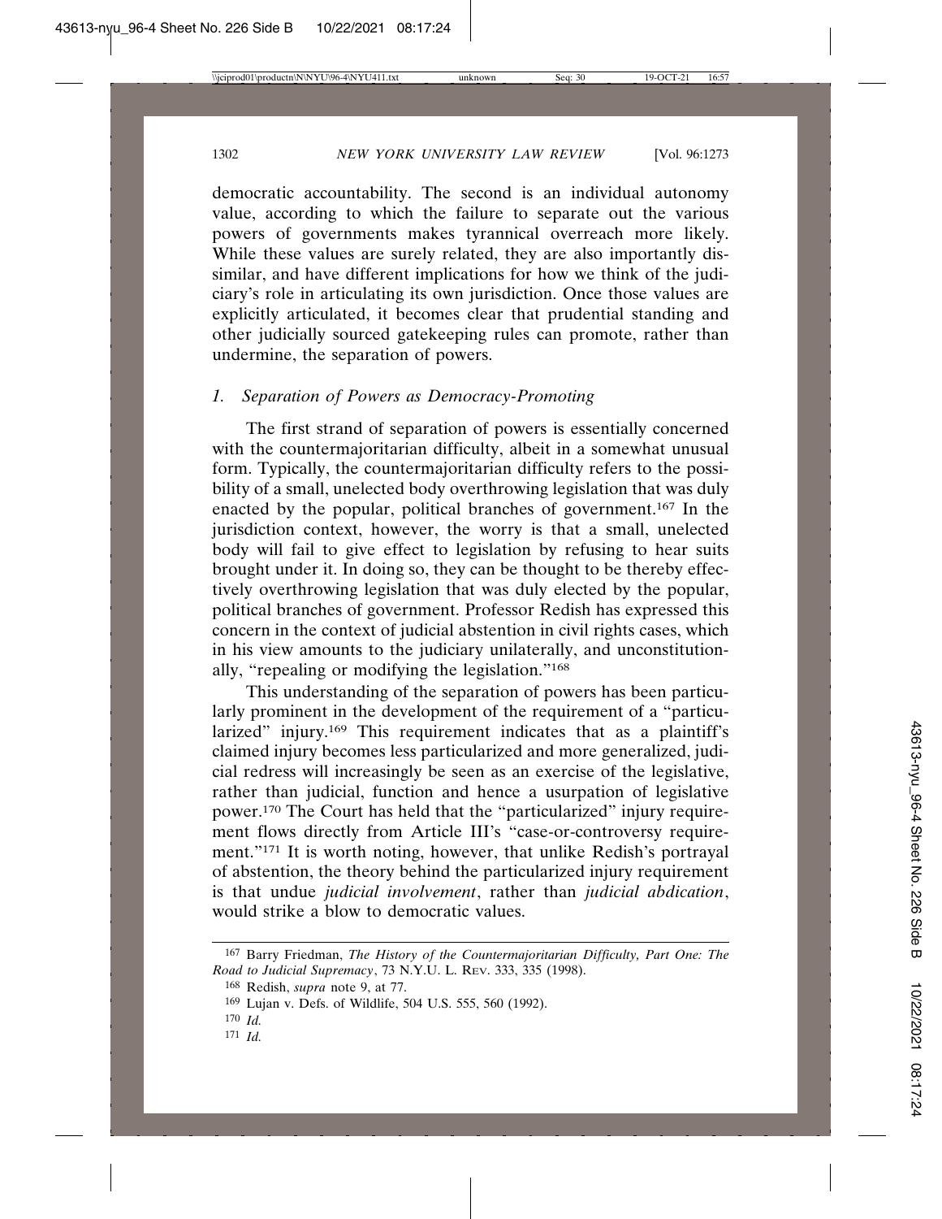democratic accountability. The second is an individual autonomy value, according to which the failure to separate out the various powers of governments makes tyrannical overreach more likely. While these values are surely related, they are also importantly dissimilar, and have different implications for how we think of the judiciary's role in articulating its own jurisdiction. Once those values are explicitly articulated, it becomes clear that prudential standing and other judicially sourced gatekeeping rules can promote, rather than undermine, the separation of powers.

### 1. *Separation of Powers as Democracy-Promoting*

The first strand of separation of powers is essentially concerned with the countermajoritarian difficulty, albeit in a somewhat unusual form. Typically, the countermajoritarian difficulty refers to the possibility of a small, unelected body overthrowing legislation that was duly enacted by the popular, political branches of government.[167] In the jurisdiction context, however, the worry is that a small, unelected body will fail to give effect to legislation by refusing to hear suits brought under it. In doing so, they can be thought to be thereby effectively overthrowing legislation that was duly elected by the popular, political branches of government. Professor Redish has expressed this concern in the context of judicial abstention in civil rights cases, which in his view amounts to the judiciary unilaterally, and unconstitutionally, "repealing or modifying the legislation."[168]

This understanding of the separation of powers has been particularly prominent in the development of the requirement of a "particularized" injury.[169] This requirement indicates that as a plaintiff's claimed injury becomes less particularized and more generalized, judicial redress will increasingly be seen as an exercise of the legislative, rather than judicial, function and hence a usurpation of legislative power.[170] The Court has held that the "particularized" injury requirement flows directly from Article III's "case-or-controversy requirement."[171] It is worth noting, however, that unlike Redish's portrayal of abstention, the theory behind the particularized injury requirement is that undue *judicial involvement*, rather than *judicial abdication*, would strike a blow to democratic values.

---

[167] Barry Friedman, *The History of the Countermajoritarian Difficulty, Part One: The Road to Judicial Supremacy*, 73 N.Y.U. L. Rev. 333, 335 (1998).

[168] Redish, *supra* note 9, at 77.

[169] Lujan v. Defs. of Wildlife, 504 U.S. 555, 560 (1992).

[170] *Id.*

[171] *Id.*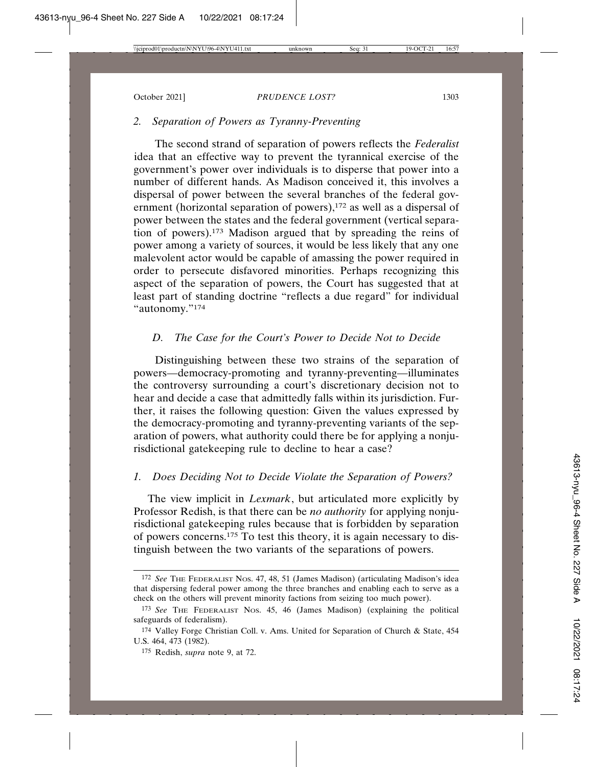### 2. *Separation of Powers as Tyranny-Preventing*

The second strand of separation of powers reflects the *Federalist* idea that an effective way to prevent the tyrannical exercise of the government's power over individuals is to disperse that power into a number of different hands. As Madison conceived it, this involves a dispersal of power between the several branches of the federal government (horizontal separation of powers),[172] as well as a dispersal of power between the states and the federal government (vertical separation of powers).[173] Madison argued that by spreading the reins of power among a variety of sources, it would be less likely that any one malevolent actor would be capable of amassing the power required in order to persecute disfavored minorities. Perhaps recognizing this aspect of the separation of powers, the Court has suggested that at least part of standing doctrine "reflects a due regard" for individual "autonomy."[174]

## D. *The Case for the Court's Power to Decide Not to Decide*

Distinguishing between these two strains of the separation of powers—democracy-promoting and tyranny-preventing—illuminates the controversy surrounding a court's discretionary decision not to hear and decide a case that admittedly falls within its jurisdiction. Further, it raises the following question: Given the values expressed by the democracy-promoting and tyranny-preventing variants of the separation of powers, what authority could there be for applying a nonjurisdictional gatekeeping rule to decline to hear a case?

### 1. *Does Deciding Not to Decide Violate the Separation of Powers?*

The view implicit in *Lexmark*, but articulated more explicitly by Professor Redish, is that there can be *no authority* for applying nonjurisdictional gatekeeping rules because that is forbidden by separation of powers concerns.[175] To test this theory, it is again necessary to distinguish between the two variants of the separations of powers.

---

[172] *See* THE FEDERALIST NOS. 47, 48, 51 (James Madison) (articulating Madison's idea that dispersing federal power among the three branches and enabling each to serve as a check on the others will prevent minority factions from seizing too much power).

[173] *See* THE FEDERALIST NOS. 45, 46 (James Madison) (explaining the political safeguards of federalism).

[174] Valley Forge Christian Coll. v. Ams. United for Separation of Church & State, 454 U.S. 464, 473 (1982).

[175] Redish, *supra* note 9, at 72.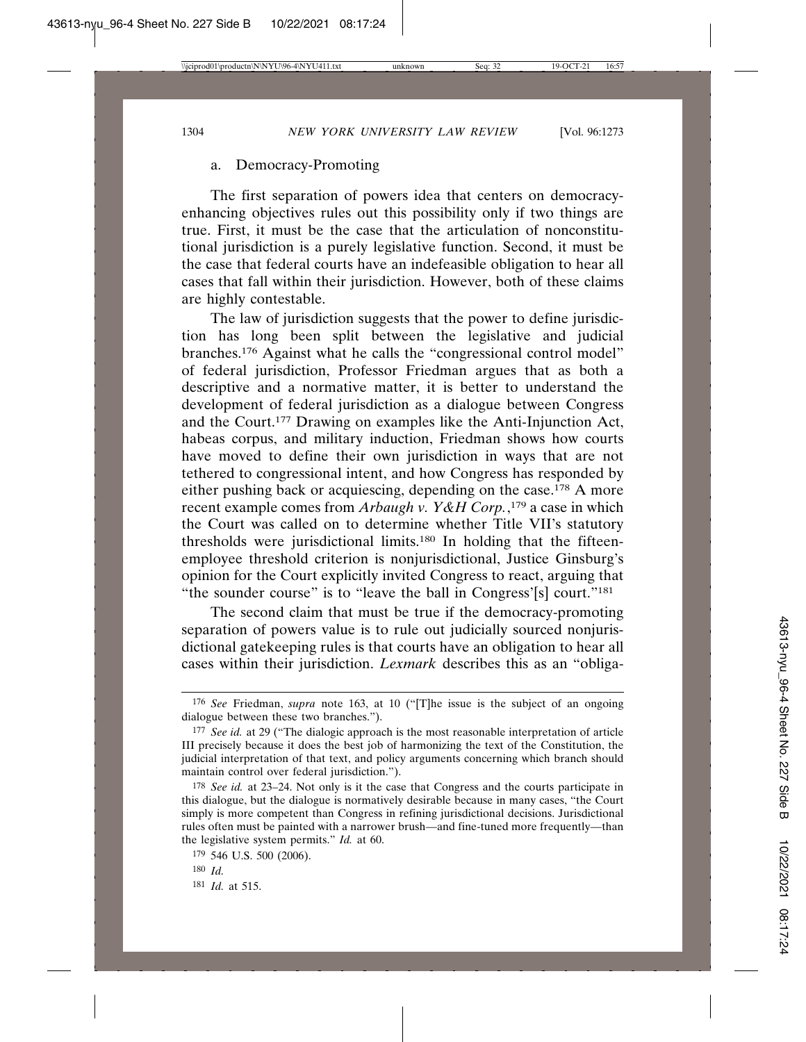a. Democracy-Promoting

The first separation of powers idea that centers on democracy-enhancing objectives rules out this possibility only if two things are true. First, it must be the case that the articulation of nonconstitutional jurisdiction is a purely legislative function. Second, it must be the case that federal courts have an indefeasible obligation to hear all cases that fall within their jurisdiction. However, both of these claims are highly contestable.

The law of jurisdiction suggests that the power to define jurisdiction has long been split between the legislative and judicial branches.[176] Against what he calls the "congressional control model" of federal jurisdiction, Professor Friedman argues that as both a descriptive and a normative matter, it is better to understand the development of federal jurisdiction as a dialogue between Congress and the Court.[177] Drawing on examples like the Anti-Injunction Act, habeas corpus, and military induction, Friedman shows how courts have moved to define their own jurisdiction in ways that are not tethered to congressional intent, and how Congress has responded by either pushing back or acquiescing, depending on the case.[178] A more recent example comes from *Arbaugh v. Y&H Corp.*,[179] a case in which the Court was called on to determine whether Title VII's statutory thresholds were jurisdictional limits.[180] In holding that the fifteen-employee threshold criterion is nonjurisdictional, Justice Ginsburg's opinion for the Court explicitly invited Congress to react, arguing that "the sounder course" is to "leave the ball in Congress'[s] court."[181]

The second claim that must be true if the democracy-promoting separation of powers value is to rule out judicially sourced nonjurisdictional gatekeeping rules is that courts have an obligation to hear all cases within their jurisdiction. *Lexmark* describes this as an "obliga-

---

[176] *See* Friedman, *supra* note 163, at 10 ("[T]he issue is the subject of an ongoing dialogue between these two branches.").

[177] *See id.* at 29 ("The dialogic approach is the most reasonable interpretation of article III precisely because it does the best job of harmonizing the text of the Constitution, the judicial interpretation of that text, and policy arguments concerning which branch should maintain control over federal jurisdiction.").

[178] *See id.* at 23–24. Not only is it the case that Congress and the courts participate in this dialogue, but the dialogue is normatively desirable because in many cases, "the Court simply is more competent than Congress in refining jurisdictional decisions. Jurisdictional rules often must be painted with a narrower brush—and fine-tuned more frequently—than the legislative system permits." *Id.* at 60.

[179] 546 U.S. 500 (2006).

[180] *Id.*

[181] *Id.* at 515.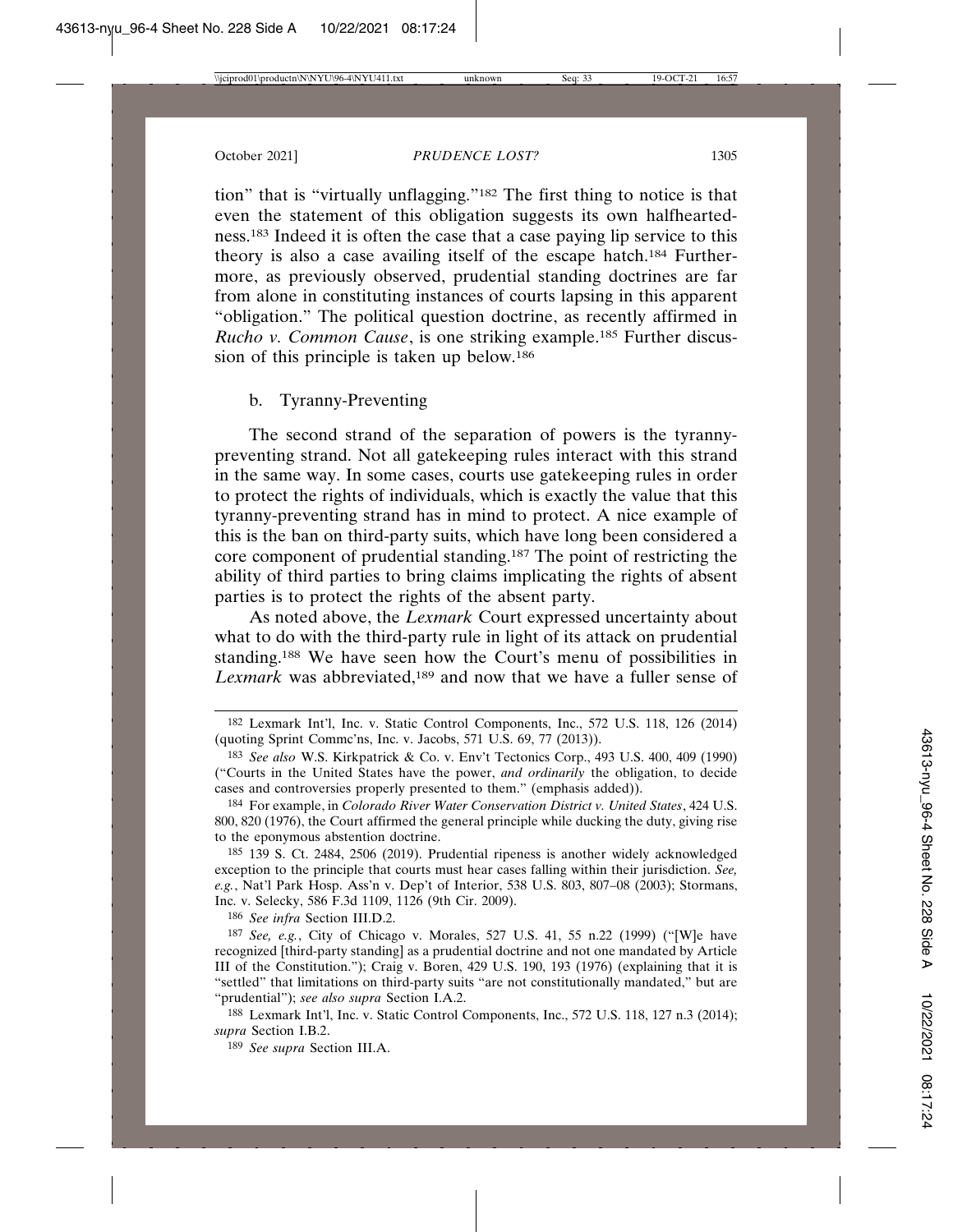tion" that is "virtually unflagging."[182] The first thing to notice is that even the statement of this obligation suggests its own halfheartedness.[183] Indeed it is often the case that a case paying lip service to this theory is also a case availing itself of the escape hatch.[184] Furthermore, as previously observed, prudential standing doctrines are far from alone in constituting instances of courts lapsing in this apparent "obligation." The political question doctrine, as recently affirmed in *Rucho v. Common Cause*, is one striking example.[185] Further discussion of this principle is taken up below.[186]

#### b. Tyranny-Preventing

The second strand of the separation of powers is the tyranny-preventing strand. Not all gatekeeping rules interact with this strand in the same way. In some cases, courts use gatekeeping rules in order to protect the rights of individuals, which is exactly the value that this tyranny-preventing strand has in mind to protect. A nice example of this is the ban on third-party suits, which have long been considered a core component of prudential standing.[187] The point of restricting the ability of third parties to bring claims implicating the rights of absent parties is to protect the rights of the absent party.

As noted above, the *Lexmark* Court expressed uncertainty about what to do with the third-party rule in light of its attack on prudential standing.[188] We have seen how the Court's menu of possibilities in *Lexmark* was abbreviated,[189] and now that we have a fuller sense of

---

182 Lexmark Int'l, Inc. v. Static Control Components, Inc., 572 U.S. 118, 126 (2014) (quoting Sprint Commc'ns, Inc. v. Jacobs, 571 U.S. 69, 77 (2013)).

183 *See also* W.S. Kirkpatrick & Co. v. Env't Tectonics Corp., 493 U.S. 400, 409 (1990) ("Courts in the United States have the power, *and ordinarily* the obligation, to decide cases and controversies properly presented to them." (emphasis added)).

184 For example, in *Colorado River Water Conservation District v. United States*, 424 U.S. 800, 820 (1976), the Court affirmed the general principle while ducking the duty, giving rise to the eponymous abstention doctrine.

185 139 S. Ct. 2484, 2506 (2019). Prudential ripeness is another widely acknowledged exception to the principle that courts must hear cases falling within their jurisdiction. *See, e.g.*, Nat'l Park Hosp. Ass'n v. Dep't of Interior, 538 U.S. 803, 807–08 (2003); Stormans, Inc. v. Selecky, 586 F.3d 1109, 1126 (9th Cir. 2009).

186 *See infra* Section III.D.2.

187 *See, e.g.*, City of Chicago v. Morales, 527 U.S. 41, 55 n.22 (1999) ("[W]e have recognized [third-party standing] as a prudential doctrine and not one mandated by Article III of the Constitution."); Craig v. Boren, 429 U.S. 190, 193 (1976) (explaining that it is "settled" that limitations on third-party suits "are not constitutionally mandated," but are "prudential"); *see also supra* Section I.A.2.

188 Lexmark Int'l, Inc. v. Static Control Components, Inc., 572 U.S. 118, 127 n.3 (2014); *supra* Section I.B.2.

189 *See supra* Section III.A.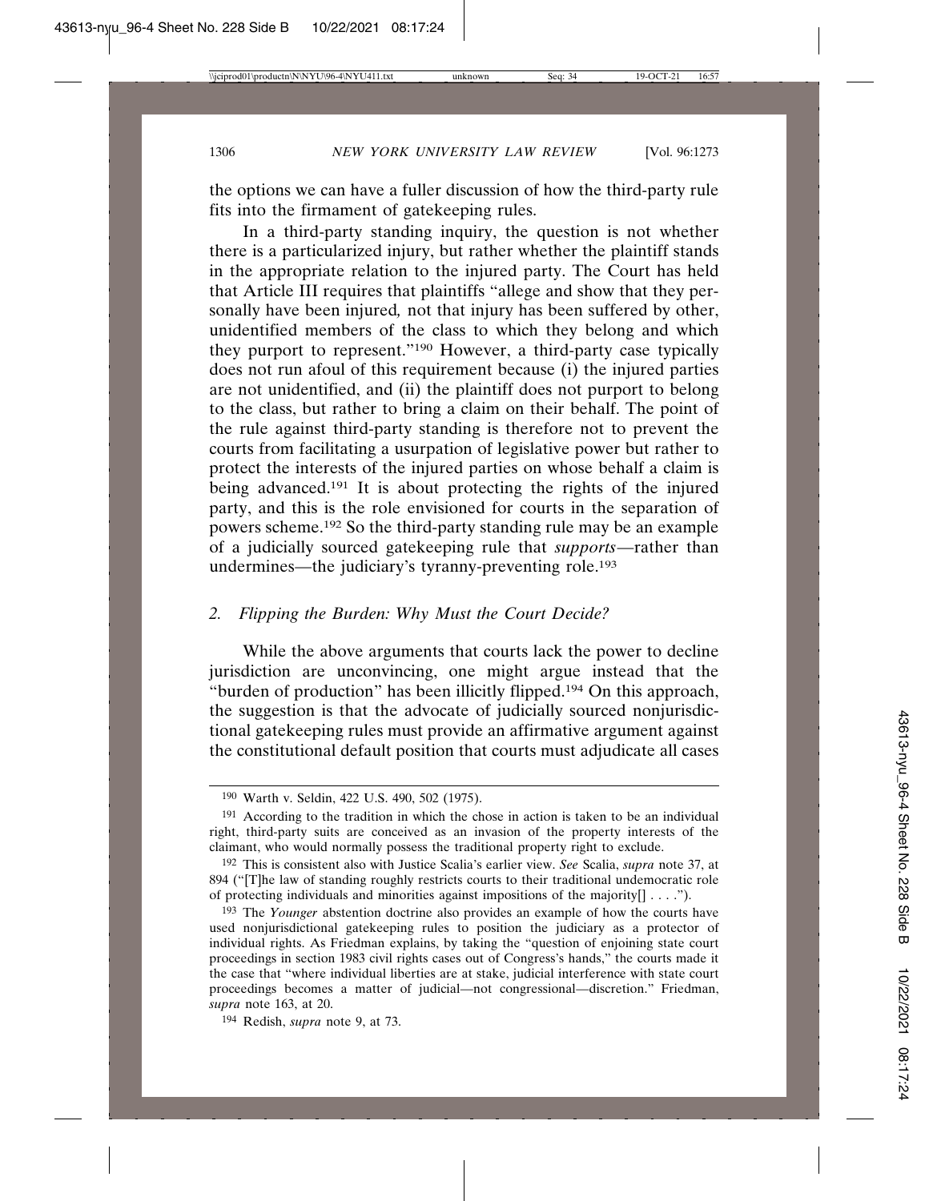the options we can have a fuller discussion of how the third-party rule fits into the firmament of gatekeeping rules.

In a third-party standing inquiry, the question is not whether there is a particularized injury, but rather whether the plaintiff stands in the appropriate relation to the injured party. The Court has held that Article III requires that plaintiffs "allege and show that they personally have been injured*,* not that injury has been suffered by other, unidentified members of the class to which they belong and which they purport to represent."[190] However, a third-party case typically does not run afoul of this requirement because (i) the injured parties are not unidentified, and (ii) the plaintiff does not purport to belong to the class, but rather to bring a claim on their behalf. The point of the rule against third-party standing is therefore not to prevent the courts from facilitating a usurpation of legislative power but rather to protect the interests of the injured parties on whose behalf a claim is being advanced.[191] It is about protecting the rights of the injured party, and this is the role envisioned for courts in the separation of powers scheme.[192] So the third-party standing rule may be an example of a judicially sourced gatekeeping rule that *supports*—rather than undermines—the judiciary's tyranny-preventing role.[193]

### *2. Flipping the Burden: Why Must the Court Decide?*

While the above arguments that courts lack the power to decline jurisdiction are unconvincing, one might argue instead that the "burden of production" has been illicitly flipped.[194] On this approach, the suggestion is that the advocate of judicially sourced nonjurisdictional gatekeeping rules must provide an affirmative argument against the constitutional default position that courts must adjudicate all cases

---

[190] Warth v. Seldin, 422 U.S. 490, 502 (1975).

[191] According to the tradition in which the chose in action is taken to be an individual right, third-party suits are conceived as an invasion of the property interests of the claimant, who would normally possess the traditional property right to exclude.

[192] This is consistent also with Justice Scalia's earlier view. *See* Scalia, *supra* note 37, at 894 ("[T]he law of standing roughly restricts courts to their traditional undemocratic role of protecting individuals and minorities against impositions of the majority[] . . . .").

[193] The *Younger* abstention doctrine also provides an example of how the courts have used nonjurisdictional gatekeeping rules to position the judiciary as a protector of individual rights. As Friedman explains, by taking the "question of enjoining state court proceedings in section 1983 civil rights cases out of Congress's hands," the courts made it the case that "where individual liberties are at stake, judicial interference with state court proceedings becomes a matter of judicial—not congressional—discretion." Friedman, *supra* note 163, at 20.

[194] Redish, *supra* note 9, at 73.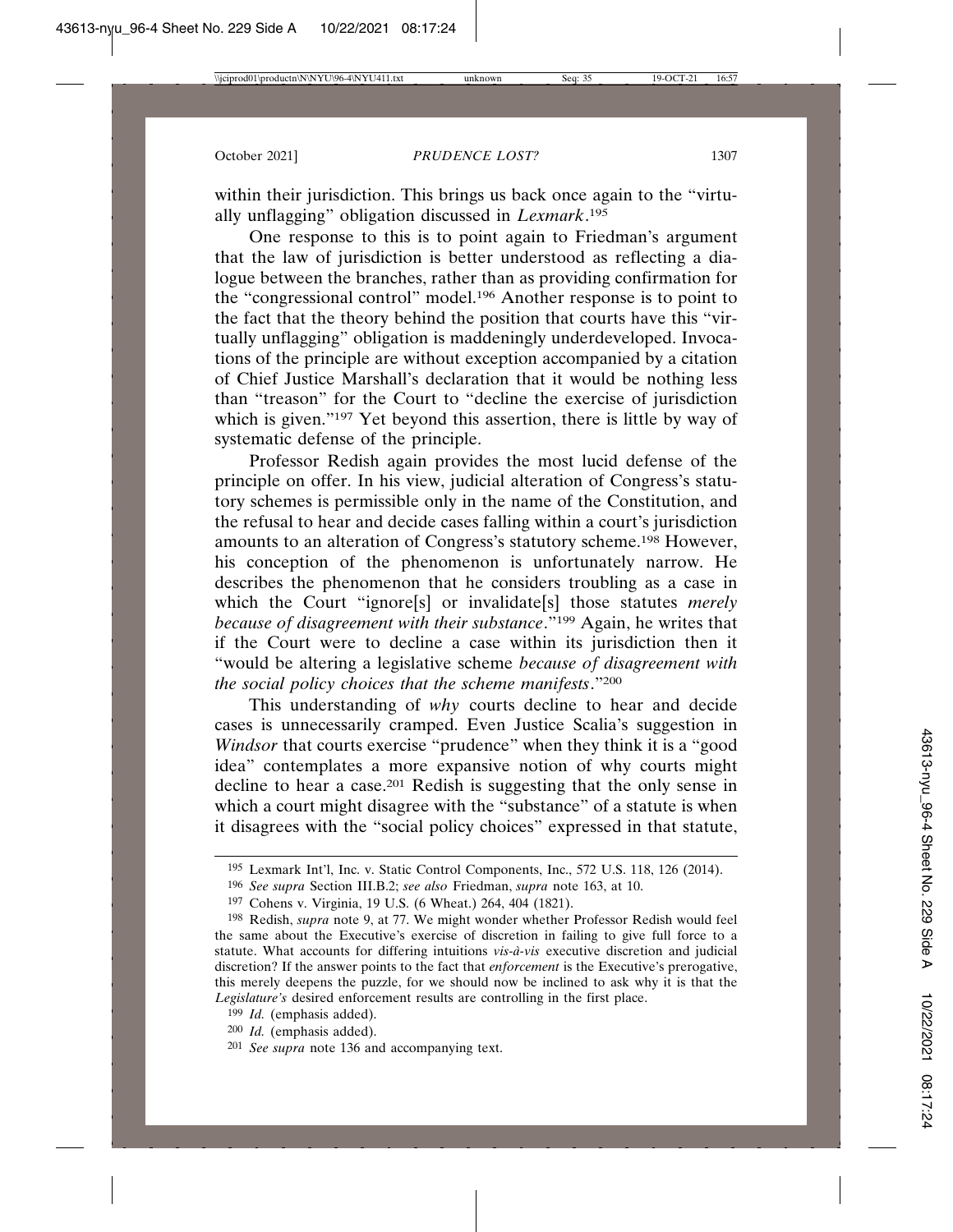within their jurisdiction. This brings us back once again to the "virtually unflagging" obligation discussed in *Lexmark*.[195]

One response to this is to point again to Friedman's argument that the law of jurisdiction is better understood as reflecting a dialogue between the branches, rather than as providing confirmation for the "congressional control" model.[196] Another response is to point to the fact that the theory behind the position that courts have this "virtually unflagging" obligation is maddeningly underdeveloped. Invocations of the principle are without exception accompanied by a citation of Chief Justice Marshall's declaration that it would be nothing less than "treason" for the Court to "decline the exercise of jurisdiction which is given."[197] Yet beyond this assertion, there is little by way of systematic defense of the principle.

Professor Redish again provides the most lucid defense of the principle on offer. In his view, judicial alteration of Congress's statutory schemes is permissible only in the name of the Constitution, and the refusal to hear and decide cases falling within a court's jurisdiction amounts to an alteration of Congress's statutory scheme.[198] However, his conception of the phenomenon is unfortunately narrow. He describes the phenomenon that he considers troubling as a case in which the Court "ignore[s] or invalidate[s] those statutes *merely because of disagreement with their substance*."[199] Again, he writes that if the Court were to decline a case within its jurisdiction then it "would be altering a legislative scheme *because of disagreement with the social policy choices that the scheme manifests*."[200]

This understanding of *why* courts decline to hear and decide cases is unnecessarily cramped. Even Justice Scalia's suggestion in *Windsor* that courts exercise "prudence" when they think it is a "good idea" contemplates a more expansive notion of why courts might decline to hear a case.[201] Redish is suggesting that the only sense in which a court might disagree with the "substance" of a statute is when it disagrees with the "social policy choices" expressed in that statute,

---

[195] Lexmark Int'l, Inc. v. Static Control Components, Inc., 572 U.S. 118, 126 (2014).

[196] *See supra* Section III.B.2; *see also* Friedman, *supra* note 163, at 10.

[197] Cohens v. Virginia, 19 U.S. (6 Wheat.) 264, 404 (1821).

[198] Redish, *supra* note 9, at 77. We might wonder whether Professor Redish would feel the same about the Executive's exercise of discretion in failing to give full force to a statute. What accounts for differing intuitions *vis-à-vis* executive discretion and judicial discretion? If the answer points to the fact that *enforcement* is the Executive's prerogative, this merely deepens the puzzle, for we should now be inclined to ask why it is that the *Legislature's* desired enforcement results are controlling in the first place.

[199] *Id.* (emphasis added).

[200] *Id.* (emphasis added).

[201] *See supra* note 136 and accompanying text.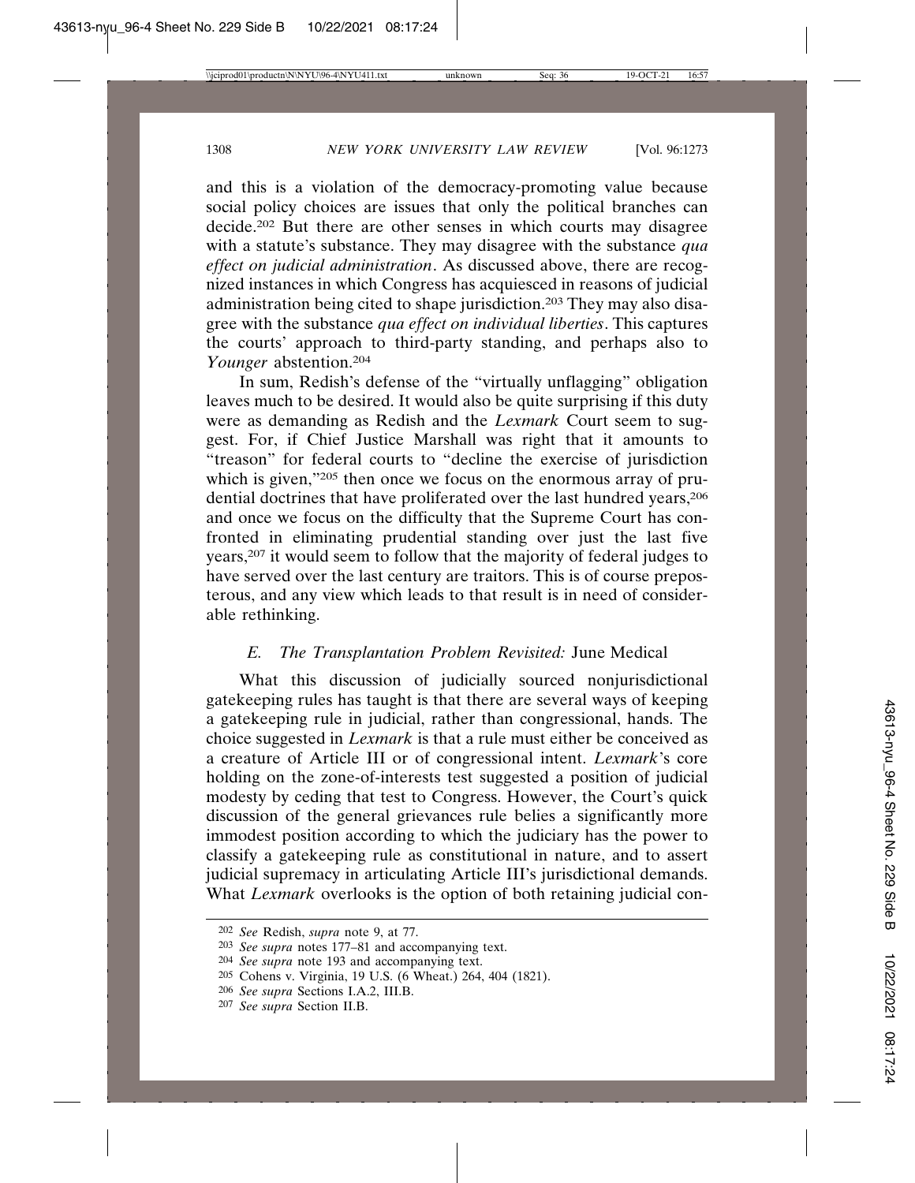and this is a violation of the democracy-promoting value because social policy choices are issues that only the political branches can decide.[202] But there are other senses in which courts may disagree with a statute's substance. They may disagree with the substance *qua effect on judicial administration*. As discussed above, there are recognized instances in which Congress has acquiesced in reasons of judicial administration being cited to shape jurisdiction.[203] They may also disagree with the substance *qua effect on individual liberties*. This captures the courts' approach to third-party standing, and perhaps also to *Younger* abstention.[204]

In sum, Redish's defense of the "virtually unflagging" obligation leaves much to be desired. It would also be quite surprising if this duty were as demanding as Redish and the *Lexmark* Court seem to suggest. For, if Chief Justice Marshall was right that it amounts to "treason" for federal courts to "decline the exercise of jurisdiction which is given,"[205] then once we focus on the enormous array of prudential doctrines that have proliferated over the last hundred years,[206] and once we focus on the difficulty that the Supreme Court has confronted in eliminating prudential standing over just the last five years,[207] it would seem to follow that the majority of federal judges to have served over the last century are traitors. This is of course preposterous, and any view which leads to that result is in need of considerable rethinking.

### E. The Transplantation Problem Revisited: *June Medical*

What this discussion of judicially sourced nonjurisdictional gatekeeping rules has taught is that there are several ways of keeping a gatekeeping rule in judicial, rather than congressional, hands. The choice suggested in *Lexmark* is that a rule must either be conceived as a creature of Article III or of congressional intent. *Lexmark*'s core holding on the zone-of-interests test suggested a position of judicial modesty by ceding that test to Congress. However, the Court's quick discussion of the general grievances rule belies a significantly more immodest position according to which the judiciary has the power to classify a gatekeeping rule as constitutional in nature, and to assert judicial supremacy in articulating Article III's jurisdictional demands. What *Lexmark* overlooks is the option of both retaining judicial con-

---

[202] *See* Redish, *supra* note 9, at 77.

[203] *See supra* notes 177–81 and accompanying text.

[204] *See supra* note 193 and accompanying text.

[205] Cohens v. Virginia, 19 U.S. (6 Wheat.) 264, 404 (1821).

[206] *See supra* Sections I.A.2, III.B.

[207] *See supra* Section II.B.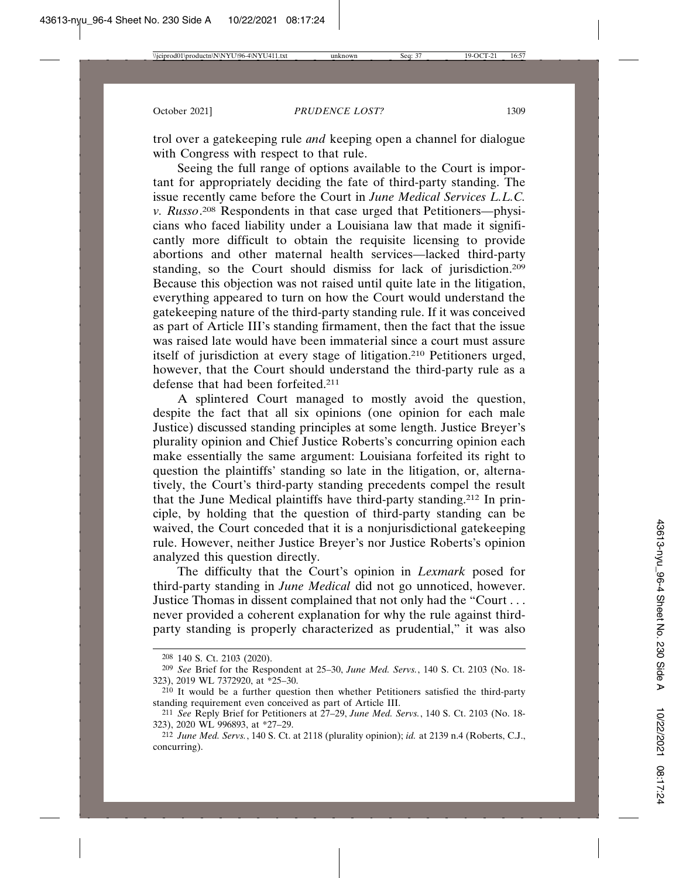trol over a gatekeeping rule *and* keeping open a channel for dialogue with Congress with respect to that rule.

Seeing the full range of options available to the Court is important for appropriately deciding the fate of third-party standing. The issue recently came before the Court in *June Medical Services L.L.C. v. Russo*.[208] Respondents in that case urged that Petitioners—physicians who faced liability under a Louisiana law that made it significantly more difficult to obtain the requisite licensing to provide abortions and other maternal health services—lacked third-party standing, so the Court should dismiss for lack of jurisdiction.[209] Because this objection was not raised until quite late in the litigation, everything appeared to turn on how the Court would understand the gatekeeping nature of the third-party standing rule. If it was conceived as part of Article III's standing firmament, then the fact that the issue was raised late would have been immaterial since a court must assure itself of jurisdiction at every stage of litigation.[210] Petitioners urged, however, that the Court should understand the third-party rule as a defense that had been forfeited.[211]

A splintered Court managed to mostly avoid the question, despite the fact that all six opinions (one opinion for each male Justice) discussed standing principles at some length. Justice Breyer's plurality opinion and Chief Justice Roberts's concurring opinion each make essentially the same argument: Louisiana forfeited its right to question the plaintiffs' standing so late in the litigation, or, alternatively, the Court's third-party standing precedents compel the result that the June Medical plaintiffs have third-party standing.[212] In principle, by holding that the question of third-party standing can be waived, the Court conceded that it is a nonjurisdictional gatekeeping rule. However, neither Justice Breyer's nor Justice Roberts's opinion analyzed this question directly.

The difficulty that the Court's opinion in *Lexmark* posed for third-party standing in *June Medical* did not go unnoticed, however. Justice Thomas in dissent complained that not only had the "Court . . . never provided a coherent explanation for why the rule against third-party standing is properly characterized as prudential," it was also

---

208 140 S. Ct. 2103 (2020).

209 *See* Brief for the Respondent at 25–30, *June Med. Servs.*, 140 S. Ct. 2103 (No. 18-323), 2019 WL 7372920, at *25–30.

210 It would be a further question then whether Petitioners satisfied the third-party standing requirement even conceived as part of Article III.

211 *See* Reply Brief for Petitioners at 27–29, *June Med. Servs.*, 140 S. Ct. 2103 (No. 18-323), 2020 WL 996893, at *27–29.

212 *June Med. Servs.*, 140 S. Ct. at 2118 (plurality opinion); *id.* at 2139 n.4 (Roberts, C.J., concurring).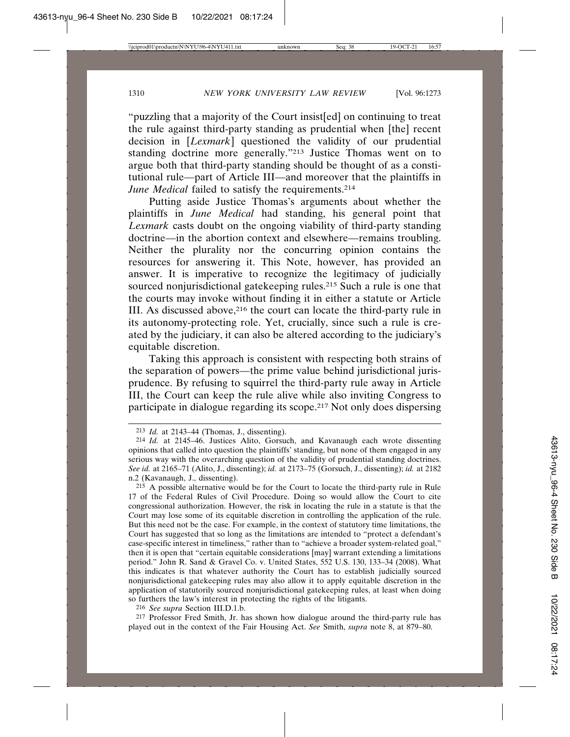"puzzling that a majority of the Court insist[ed] on continuing to treat the rule against third-party standing as prudential when [the] recent decision in [*Lexmark*] questioned the validity of our prudential standing doctrine more generally."[213] Justice Thomas went on to argue both that third-party standing should be thought of as a constitutional rule—part of Article III—and moreover that the plaintiffs in *June Medical* failed to satisfy the requirements.[214]

Putting aside Justice Thomas's arguments about whether the plaintiffs in *June Medical* had standing, his general point that *Lexmark* casts doubt on the ongoing viability of third-party standing doctrine—in the abortion context and elsewhere—remains troubling. Neither the plurality nor the concurring opinion contains the resources for answering it. This Note, however, has provided an answer. It is imperative to recognize the legitimacy of judicially sourced nonjurisdictional gatekeeping rules.[215] Such a rule is one that the courts may invoke without finding it in either a statute or Article III. As discussed above,[216] the court can locate the third-party rule in its autonomy-protecting role. Yet, crucially, since such a rule is created by the judiciary, it can also be altered according to the judiciary's equitable discretion.

Taking this approach is consistent with respecting both strains of the separation of powers—the prime value behind jurisdictional jurisprudence. By refusing to squirrel the third-party rule away in Article III, the Court can keep the rule alive while also inviting Congress to participate in dialogue regarding its scope.[217] Not only does dispersing

---

213 *Id.* at 2143–44 (Thomas, J., dissenting).

214 *Id.* at 2145–46. Justices Alito, Gorsuch, and Kavanaugh each wrote dissenting opinions that called into question the plaintiffs' standing, but none of them engaged in any serious way with the overarching question of the validity of prudential standing doctrines. *See id.* at 2165–71 (Alito, J., dissenting); *id.* at 2173–75 (Gorsuch, J., dissenting); *id.* at 2182 n.2 (Kavanaugh, J., dissenting).

215 A possible alternative would be for the Court to locate the third-party rule in Rule 17 of the Federal Rules of Civil Procedure. Doing so would allow the Court to cite congressional authorization. However, the risk in locating the rule in a statute is that the Court may lose some of its equitable discretion in controlling the application of the rule. But this need not be the case. For example, in the context of statutory time limitations, the Court has suggested that so long as the limitations are intended to "protect a defendant's case-specific interest in timeliness," rather than to "achieve a broader system-related goal," then it is open that "certain equitable considerations [may] warrant extending a limitations period." John R. Sand & Gravel Co. v. United States, 552 U.S. 130, 133–34 (2008). What this indicates is that whatever authority the Court has to establish judicially sourced nonjurisdictional gatekeeping rules may also allow it to apply equitable discretion in the application of statutorily sourced nonjurisdictional gatekeeping rules, at least when doing so furthers the law's interest in protecting the rights of the litigants.

216 *See supra* Section III.D.1.b.

217 Professor Fred Smith, Jr. has shown how dialogue around the third-party rule has played out in the context of the Fair Housing Act. *See* Smith, *supra* note 8, at 879–80.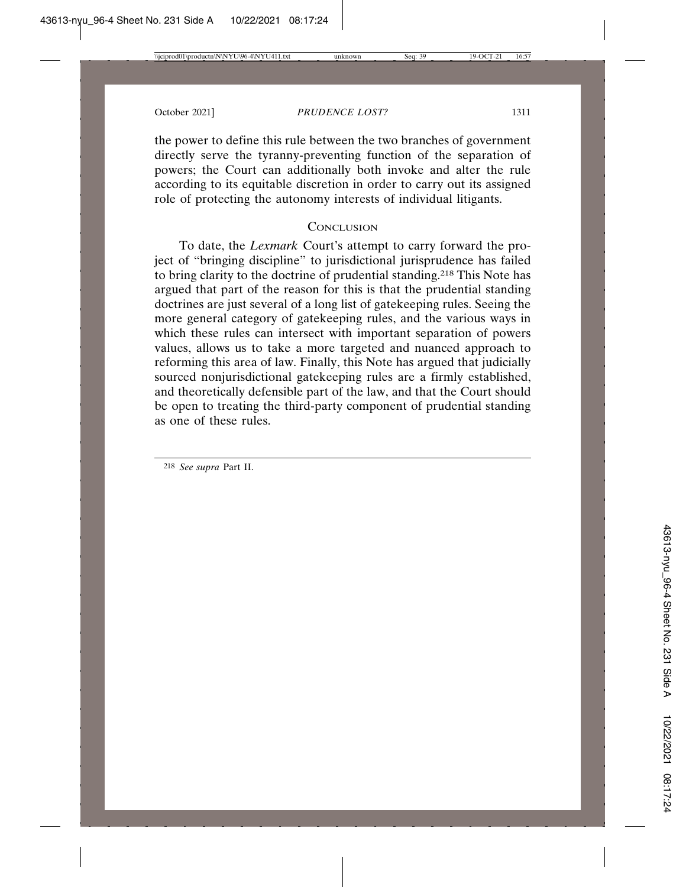the power to define this rule between the two branches of government directly serve the tyranny-preventing function of the separation of powers; the Court can additionally both invoke and alter the rule according to its equitable discretion in order to carry out its assigned role of protecting the autonomy interests of individual litigants.

## Conclusion

To date, the *Lexmark* Court's attempt to carry forward the project of "bringing discipline" to jurisdictional jurisprudence has failed to bring clarity to the doctrine of prudential standing.[218] This Note has argued that part of the reason for this is that the prudential standing doctrines are just several of a long list of gatekeeping rules. Seeing the more general category of gatekeeping rules, and the various ways in which these rules can intersect with important separation of powers values, allows us to take a more targeted and nuanced approach to reforming this area of law. Finally, this Note has argued that judicially sourced nonjurisdictional gatekeeping rules are a firmly established, and theoretically defensible part of the law, and that the Court should be open to treating the third-party component of prudential standing as one of these rules.

---

218 *See supra* Part II.